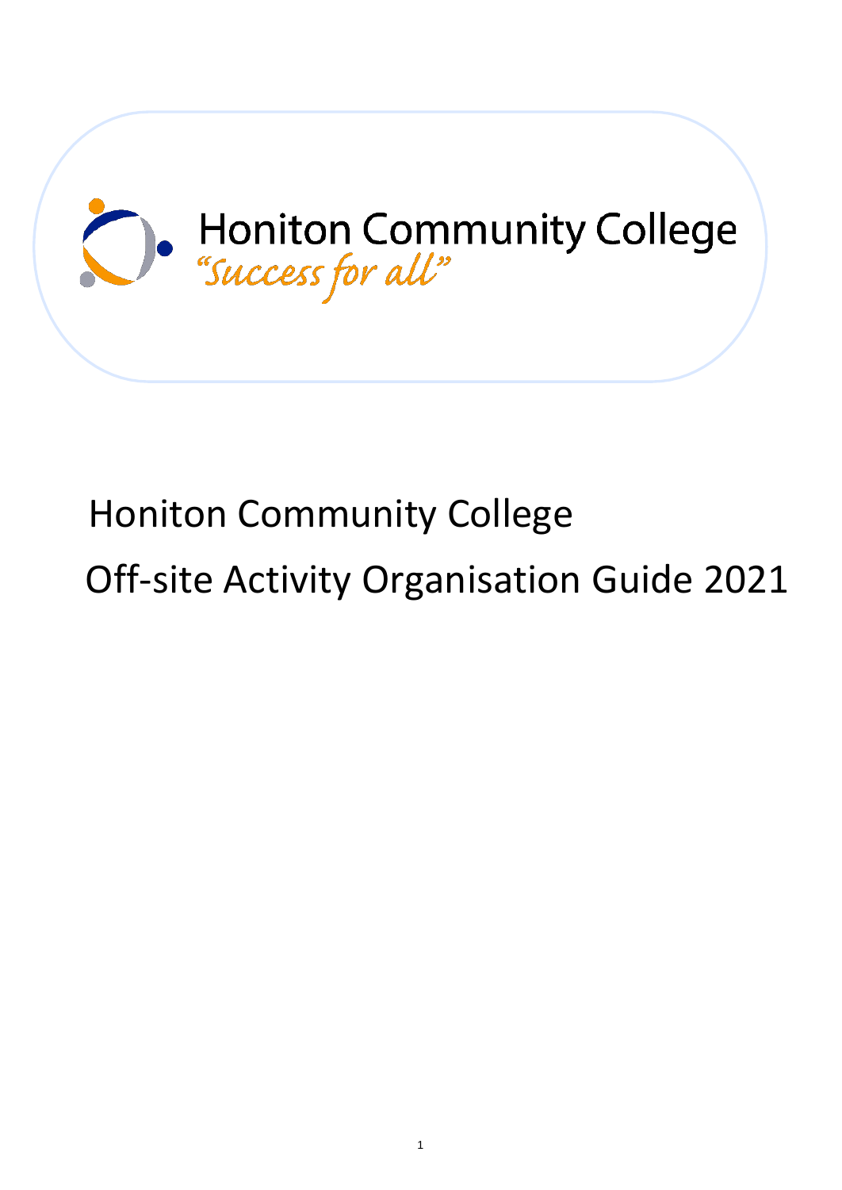Honiton Community College

*"Success for all"*

# Honiton Community College

# Off-site Activity Organisation Guide 2021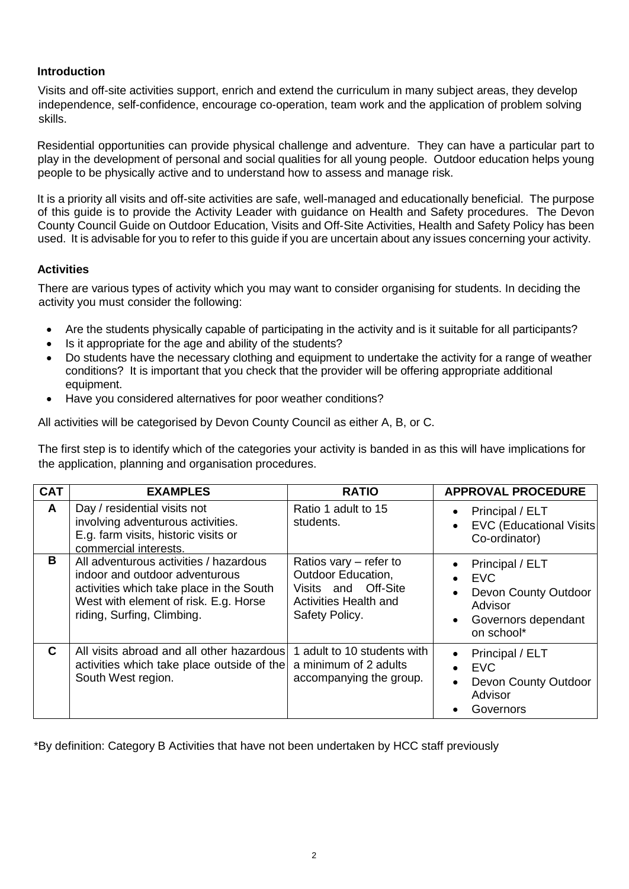## Introduction

Visits and off-site activities support, enrich and extend the curriculum in many subject areas, they develop independence, self-confidence, encourage co-operation, team work and the application of problem solving skills.

Residential opportunities can provide physical challenge and adventure. They can have a particular part to play in the development of personal and social qualities for all young people. Outdoor education helps young people to be physically active and to understand how to assess and manage risk.

It is a priority all visits and off-site activities are safe, well-managed and educationally beneficial. The purpose of this guide is to provide the Activity Leader with guidance on Health and Safety procedures. The Devon County Council Guide on Outdoor Education, Visits and Off-Site Activities, Health and Safety Policy has been used. It is advisable for you to refer to this guide if you are uncertain about any issues concerning your activity.

## Activities

There are various types of activity which you may want to consider organising for students. In deciding the activity you must consider the following:

- Are the students physically capable of participating in the activity and is it suitable for all participants?
- Is it appropriate for the age and ability of the students?
- Do students have the necessary clothing and equipment to undertake the activity for a range of weather conditions? It is important that you check that the provider will be offering appropriate additional equipment.
- Have you considered alternatives for poor weather conditions?

All activities will be categorised by Devon County Council as either A, B, or C.

The first step is to identify which of the categories your activity is banded in as this will have implications for the application, planning and organisation procedures.

| CAT | EXAMPLES | RATIO | APPROVAL PROCEDURE |
|---|---|---|---|
| A | Day / residential visits not involving adventurous activities. E.g. farm visits, historic visits or commercial interests. | Ratio 1 adult to 15 students. | • Principal / ELT<br>• EVC (Educational Visits Co-ordinator) |
| B | All adventurous activities / hazardous indoor and outdoor adventurous activities which take place in the South West with element of risk. E.g. Horse riding, Surfing, Climbing. | Ratios vary – refer to Outdoor Education, Visits and Off-Site Activities Health and Safety Policy. | • Principal / ELT<br>• EVC<br>• Devon County Outdoor Advisor<br>• Governors dependant on school* |
| C | All visits abroad and all other hazardous activities which take place outside of the South West region. | 1 adult to 10 students with a minimum of 2 adults accompanying the group. | • Principal / ELT<br>• EVC<br>• Devon County Outdoor Advisor<br>• Governors |

*By definition: Category B Activities that have not been undertaken by HCC staff previously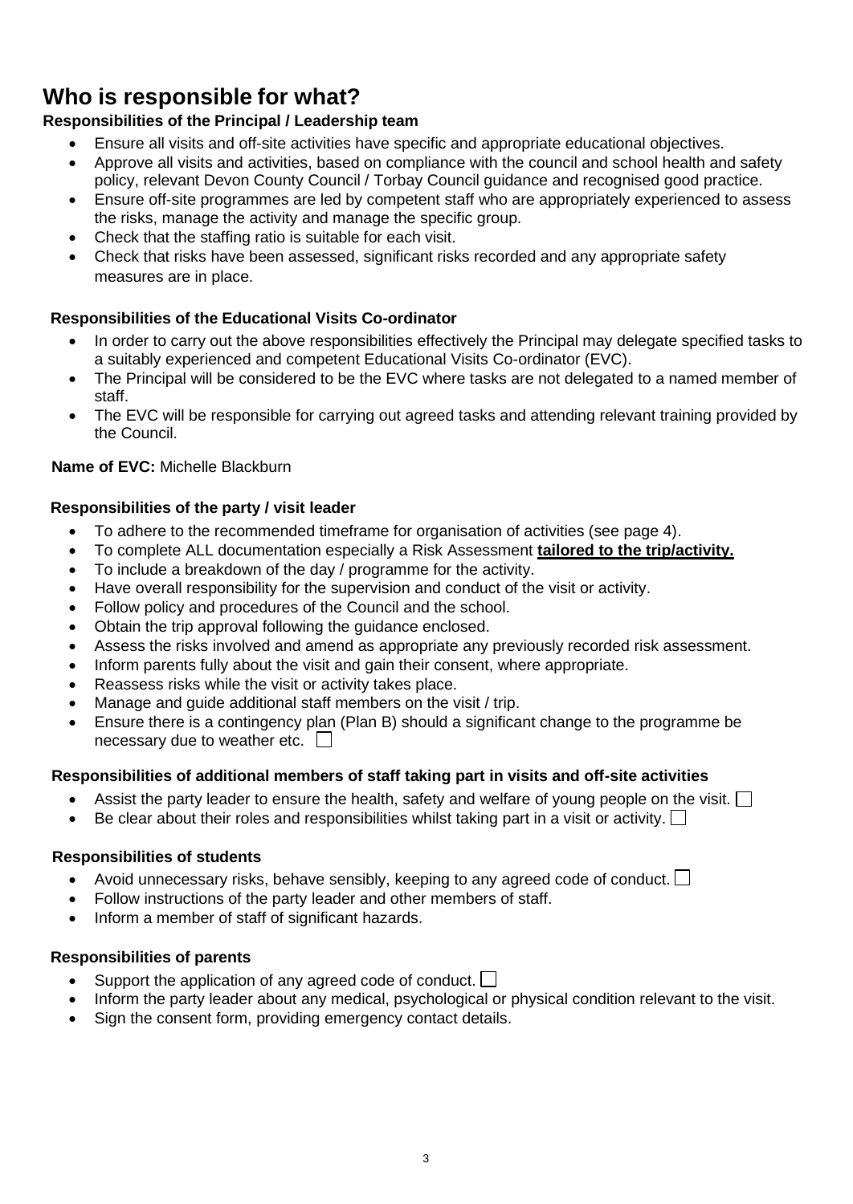# Who is responsible for what?

**Responsibilities of the Principal / Leadership team**

- Ensure all visits and off-site activities have specific and appropriate educational objectives.
- Approve all visits and activities, based on compliance with the council and school health and safety policy, relevant Devon County Council / Torbay Council guidance and recognised good practice.
- Ensure off-site programmes are led by competent staff who are appropriately experienced to assess the risks, manage the activity and manage the specific group.
- Check that the staffing ratio is suitable for each visit.
- Check that risks have been assessed, significant risks recorded and any appropriate safety measures are in place.

**Responsibilities of the Educational Visits Co-ordinator**

- In order to carry out the above responsibilities effectively the Principal may delegate specified tasks to a suitably experienced and competent Educational Visits Co-ordinator (EVC).
- The Principal will be considered to be the EVC where tasks are not delegated to a named member of staff.
- The EVC will be responsible for carrying out agreed tasks and attending relevant training provided by the Council.

**Name of EVC:** Michelle Blackburn

**Responsibilities of the party / visit leader**

- To adhere to the recommended timeframe for organisation of activities (see page 4).
- To complete ALL documentation especially a Risk Assessment **<u>tailored to the trip/activity.</u>**
- To include a breakdown of the day / programme for the activity.
- Have overall responsibility for the supervision and conduct of the visit or activity.
- Follow policy and procedures of the Council and the school.
- Obtain the trip approval following the guidance enclosed.
- Assess the risks involved and amend as appropriate any previously recorded risk assessment.
- Inform parents fully about the visit and gain their consent, where appropriate.
- Reassess risks while the visit or activity takes place.
- Manage and guide additional staff members on the visit / trip.
- Ensure there is a contingency plan (Plan B) should a significant change to the programme be necessary due to weather etc. ☐

**Responsibilities of additional members of staff taking part in visits and off-site activities**

- Assist the party leader to ensure the health, safety and welfare of young people on the visit. ☐
- Be clear about their roles and responsibilities whilst taking part in a visit or activity. ☐

**Responsibilities of students**

- Avoid unnecessary risks, behave sensibly, keeping to any agreed code of conduct. ☐
- Follow instructions of the party leader and other members of staff.
- Inform a member of staff of significant hazards.

**Responsibilities of parents**

- Support the application of any agreed code of conduct. ☐
- Inform the party leader about any medical, psychological or physical condition relevant to the visit.
- Sign the consent form, providing emergency contact details.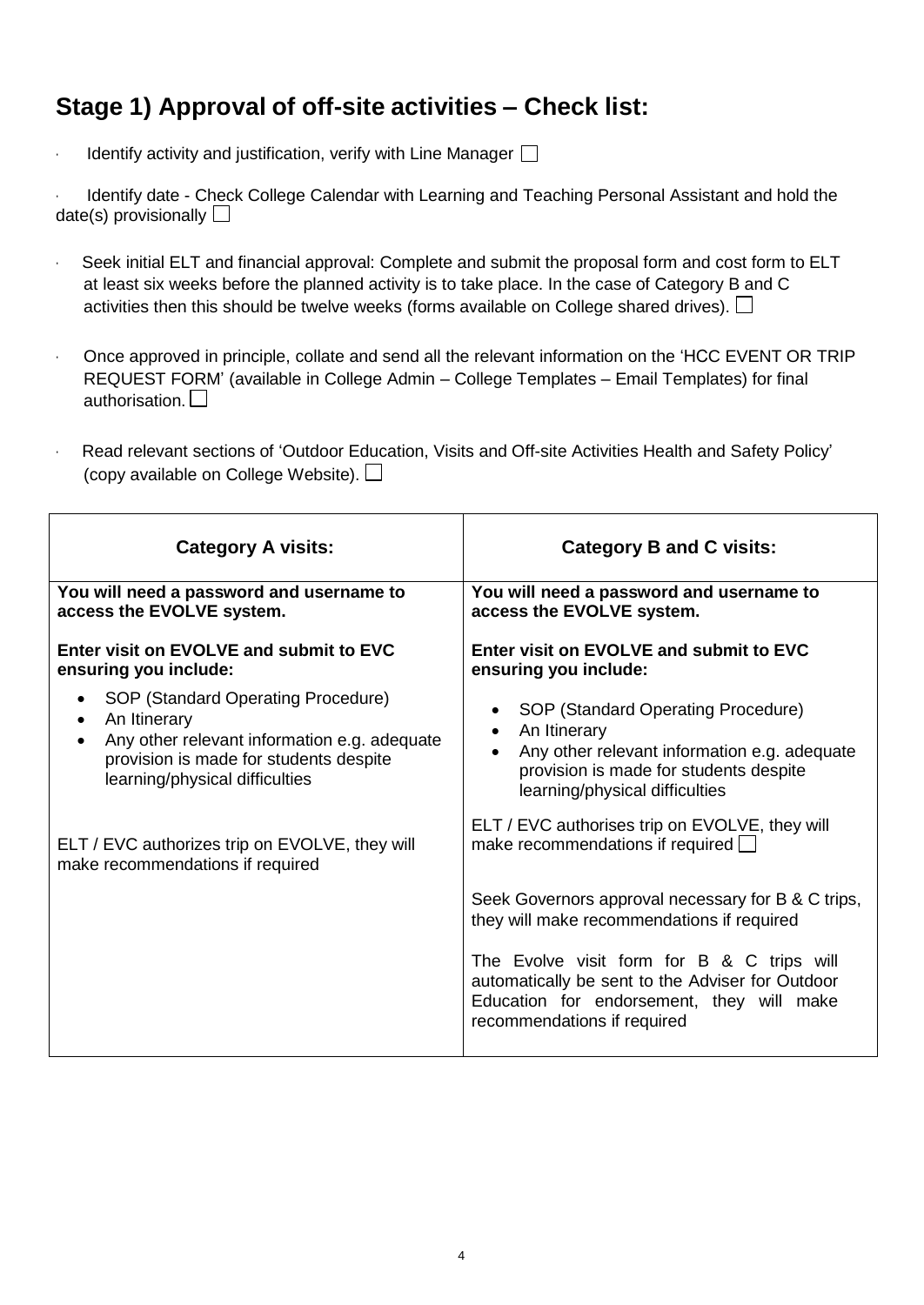## Stage 1) Approval of off-site activities – Check list:

- Identify activity and justification, verify with Line Manager ☐
- Identify date - Check College Calendar with Learning and Teaching Personal Assistant and hold the date(s) provisionally ☐
- Seek initial ELT and financial approval: Complete and submit the proposal form and cost form to ELT at least six weeks before the planned activity is to take place. In the case of Category B and C activities then this should be twelve weeks (forms available on College shared drives). ☐
- Once approved in principle, collate and send all the relevant information on the 'HCC EVENT OR TRIP REQUEST FORM' (available in College Admin – College Templates – Email Templates) for final authorisation. ☐
- Read relevant sections of 'Outdoor Education, Visits and Off-site Activities Health and Safety Policy' (copy available on College Website). ☐

| Category A visits: | Category B and C visits: |
|---|---|
| **You will need a password and username to access the EVOLVE system.**<br><br>**Enter visit on EVOLVE and submit to EVC ensuring you include:**<br>• SOP (Standard Operating Procedure)<br>• An Itinerary<br>• Any other relevant information e.g. adequate provision is made for students despite learning/physical difficulties<br><br>ELT / EVC authorizes trip on EVOLVE, they will make recommendations if required | **You will need a password and username to access the EVOLVE system.**<br><br>**Enter visit on EVOLVE and submit to EVC ensuring you include:**<br>• SOP (Standard Operating Procedure)<br>• An Itinerary<br>• Any other relevant information e.g. adequate provision is made for students despite learning/physical difficulties<br><br>ELT / EVC authorises trip on EVOLVE, they will make recommendations if required ☐<br><br>Seek Governors approval necessary for B & C trips, they will make recommendations if required<br><br>The Evolve visit form for B & C trips will automatically be sent to the Adviser for Outdoor Education for endorsement, they will make recommendations if required |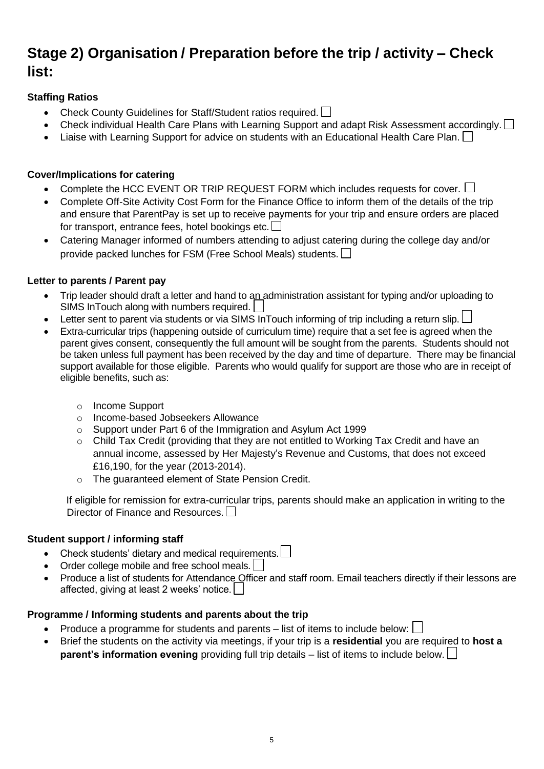# Stage 2) Organisation / Preparation before the trip / activity – Check list:

### Staffing Ratios

- Check County Guidelines for Staff/Student ratios required. ☐
- Check individual Health Care Plans with Learning Support and adapt Risk Assessment accordingly. ☐
- Liaise with Learning Support for advice on students with an Educational Health Care Plan. ☐

### Cover/Implications for catering

- Complete the HCC EVENT OR TRIP REQUEST FORM which includes requests for cover. ☐
- Complete Off-Site Activity Cost Form for the Finance Office to inform them of the details of the trip and ensure that ParentPay is set up to receive payments for your trip and ensure orders are placed for transport, entrance fees, hotel bookings etc. ☐
- Catering Manager informed of numbers attending to adjust catering during the college day and/or provide packed lunches for FSM (Free School Meals) students. ☐

### Letter to parents / Parent pay

- Trip leader should draft a letter and hand to an administration assistant for typing and/or uploading to SIMS InTouch along with numbers required. ☐
- Letter sent to parent via students or via SIMS InTouch informing of trip including a return slip. ☐
- Extra-curricular trips (happening outside of curriculum time) require that a set fee is agreed when the parent gives consent, consequently the full amount will be sought from the parents. Students should not be taken unless full payment has been received by the day and time of departure. There may be financial support available for those eligible. Parents who would qualify for support are those who are in receipt of eligible benefits, such as:
  - Income Support
  - Income-based Jobseekers Allowance
  - Support under Part 6 of the Immigration and Asylum Act 1999
  - Child Tax Credit (providing that they are not entitled to Working Tax Credit and have an annual income, assessed by Her Majesty's Revenue and Customs, that does not exceed £16,190, for the year (2013-2014).
  - The guaranteed element of State Pension Credit.

  If eligible for remission for extra-curricular trips, parents should make an application in writing to the Director of Finance and Resources. ☐

### Student support / informing staff

- Check students' dietary and medical requirements. ☐
- Order college mobile and free school meals. ☐
- Produce a list of students for Attendance Officer and staff room. Email teachers directly if their lessons are affected, giving at least 2 weeks' notice. ☐

### Programme / Informing students and parents about the trip

- Produce a programme for students and parents – list of items to include below: ☐
- Brief the students on the activity via meetings, if your trip is a **residential** you are required to **host a parent's information evening** providing full trip details – list of items to include below. ☐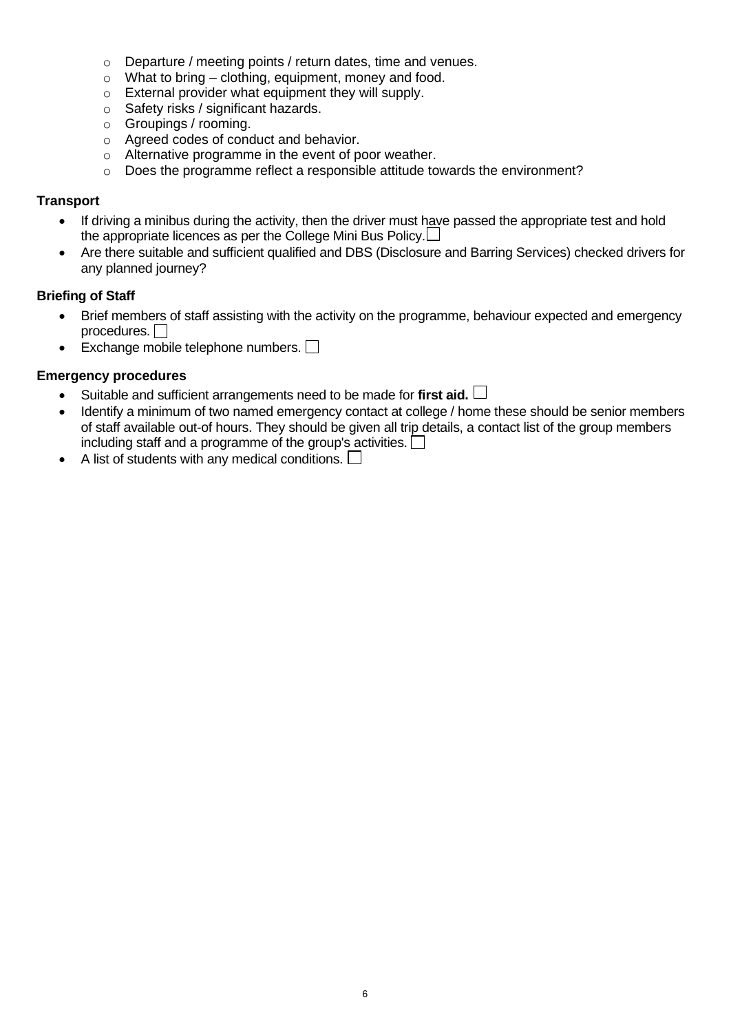- Departure / meeting points / return dates, time and venues.
  - What to bring – clothing, equipment, money and food.
  - External provider what equipment they will supply.
  - Safety risks / significant hazards.
  - Groupings / rooming.
  - Agreed codes of conduct and behavior.
  - Alternative programme in the event of poor weather.
  - Does the programme reflect a responsible attitude towards the environment?

**Transport**

- If driving a minibus during the activity, then the driver must have passed the appropriate test and hold the appropriate licences as per the College Mini Bus Policy. ☐
- Are there suitable and sufficient qualified and DBS (Disclosure and Barring Services) checked drivers for any planned journey?

**Briefing of Staff**

- Brief members of staff assisting with the activity on the programme, behaviour expected and emergency procedures. ☐
- Exchange mobile telephone numbers. ☐

**Emergency procedures**

- Suitable and sufficient arrangements need to be made for **first aid.** ☐
- Identify a minimum of two named emergency contact at college / home these should be senior members of staff available out-of hours. They should be given all trip details, a contact list of the group members including staff and a programme of the group's activities. ☐
- A list of students with any medical conditions. ☐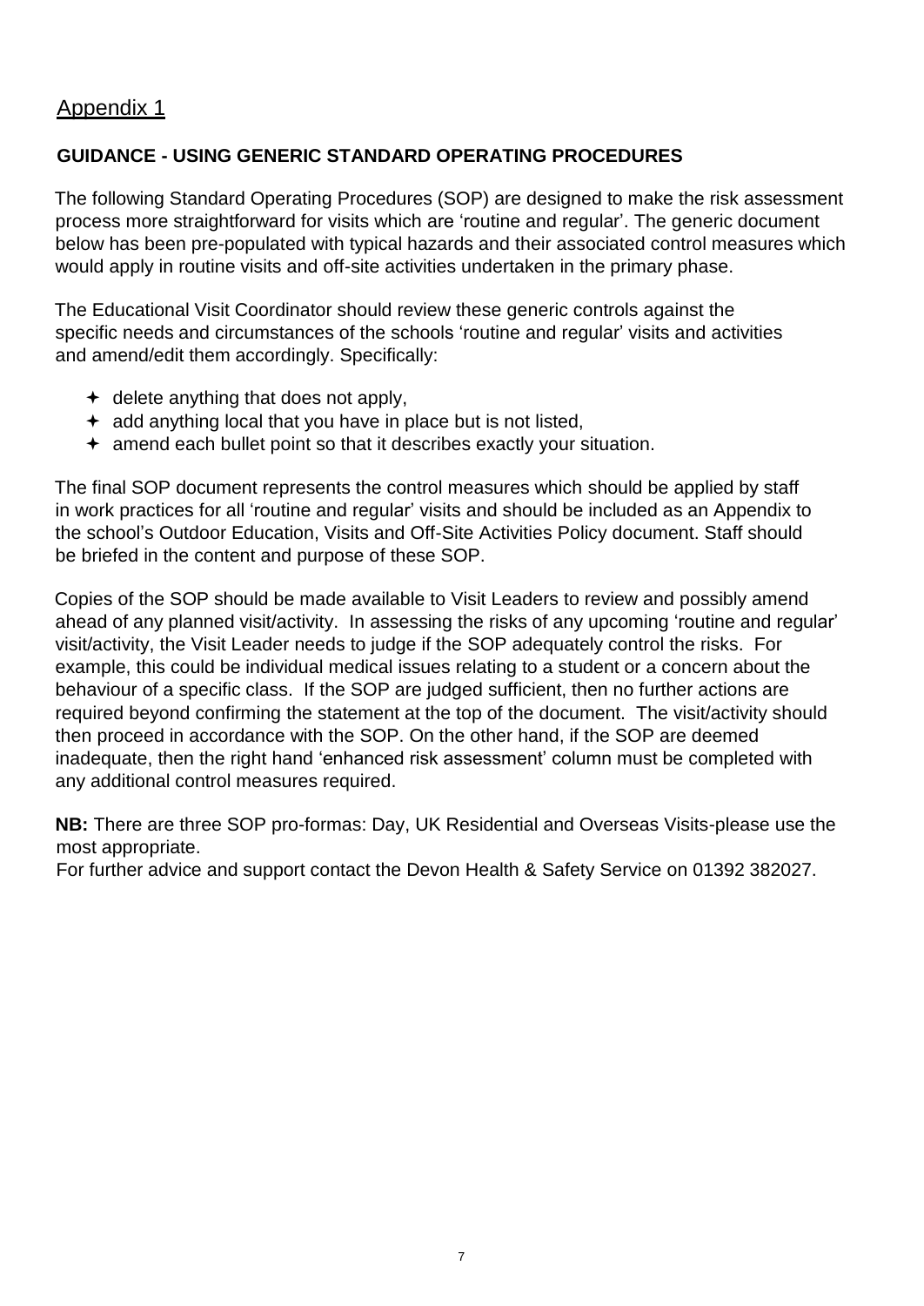## Appendix 1

### GUIDANCE - USING GENERIC STANDARD OPERATING PROCEDURES

The following Standard Operating Procedures (SOP) are designed to make the risk assessment process more straightforward for visits which are 'routine and regular'. The generic document below has been pre-populated with typical hazards and their associated control measures which would apply in routine visits and off-site activities undertaken in the primary phase.

The Educational Visit Coordinator should review these generic controls against the specific needs and circumstances of the schools 'routine and regular' visits and activities and amend/edit them accordingly. Specifically:

- delete anything that does not apply,
- add anything local that you have in place but is not listed,
- amend each bullet point so that it describes exactly your situation.

The final SOP document represents the control measures which should be applied by staff in work practices for all 'routine and regular' visits and should be included as an Appendix to the school's Outdoor Education, Visits and Off-Site Activities Policy document. Staff should be briefed in the content and purpose of these SOP.

Copies of the SOP should be made available to Visit Leaders to review and possibly amend ahead of any planned visit/activity. In assessing the risks of any upcoming 'routine and regular' visit/activity, the Visit Leader needs to judge if the SOP adequately control the risks. For example, this could be individual medical issues relating to a student or a concern about the behaviour of a specific class. If the SOP are judged sufficient, then no further actions are required beyond confirming the statement at the top of the document. The visit/activity should then proceed in accordance with the SOP. On the other hand, if the SOP are deemed inadequate, then the right hand 'enhanced risk assessment' column must be completed with any additional control measures required.

**NB:** There are three SOP pro-formas: Day, UK Residential and Overseas Visits-please use the most appropriate.
For further advice and support contact the Devon Health & Safety Service on 01392 382027.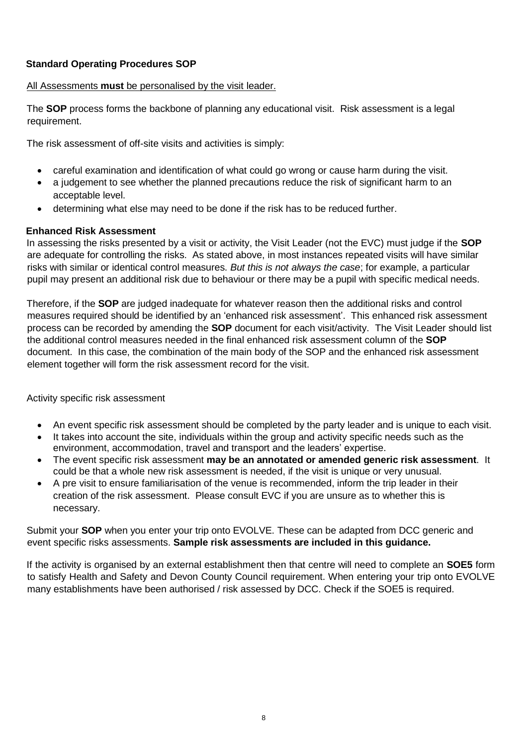## Standard Operating Procedures SOP

All Assessments **must** be personalised by the visit leader.

The **SOP** process forms the backbone of planning any educational visit. Risk assessment is a legal requirement.

The risk assessment of off-site visits and activities is simply:

- careful examination and identification of what could go wrong or cause harm during the visit.
- a judgement to see whether the planned precautions reduce the risk of significant harm to an acceptable level.
- determining what else may need to be done if the risk has to be reduced further.

### Enhanced Risk Assessment

In assessing the risks presented by a visit or activity, the Visit Leader (not the EVC) must judge if the **SOP** are adequate for controlling the risks. As stated above, in most instances repeated visits will have similar risks with similar or identical control measures. *But this is not always the case*; for example, a particular pupil may present an additional risk due to behaviour or there may be a pupil with specific medical needs.

Therefore, if the **SOP** are judged inadequate for whatever reason then the additional risks and control measures required should be identified by an 'enhanced risk assessment'. This enhanced risk assessment process can be recorded by amending the **SOP** document for each visit/activity. The Visit Leader should list the additional control measures needed in the final enhanced risk assessment column of the **SOP** document. In this case, the combination of the main body of the SOP and the enhanced risk assessment element together will form the risk assessment record for the visit.

Activity specific risk assessment

- An event specific risk assessment should be completed by the party leader and is unique to each visit.
- It takes into account the site, individuals within the group and activity specific needs such as the environment, accommodation, travel and transport and the leaders' expertise.
- The event specific risk assessment **may be an annotated or amended generic risk assessment**. It could be that a whole new risk assessment is needed, if the visit is unique or very unusual.
- A pre visit to ensure familiarisation of the venue is recommended, inform the trip leader in their creation of the risk assessment. Please consult EVC if you are unsure as to whether this is necessary.

Submit your **SOP** when you enter your trip onto EVOLVE. These can be adapted from DCC generic and event specific risks assessments. **Sample risk assessments are included in this guidance.**

If the activity is organised by an external establishment then that centre will need to complete an **SOE5** form to satisfy Health and Safety and Devon County Council requirement. When entering your trip onto EVOLVE many establishments have been authorised / risk assessed by DCC. Check if the SOE5 is required.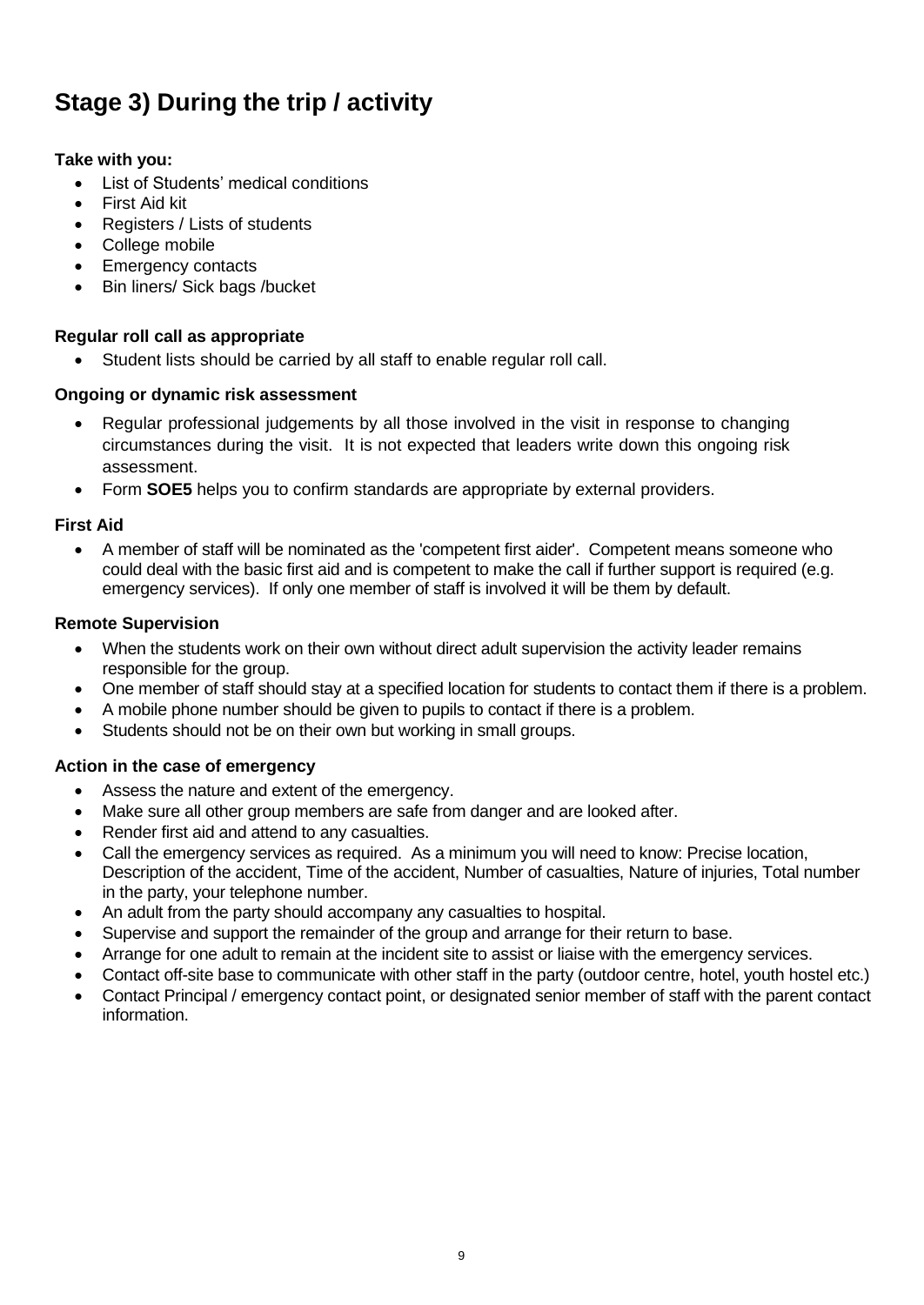# Stage 3) During the trip / activity

**Take with you:**

- List of Students' medical conditions
- First Aid kit
- Registers / Lists of students
- College mobile
- Emergency contacts
- Bin liners/ Sick bags /bucket

**Regular roll call as appropriate**

- Student lists should be carried by all staff to enable regular roll call.

**Ongoing or dynamic risk assessment**

- Regular professional judgements by all those involved in the visit in response to changing circumstances during the visit. It is not expected that leaders write down this ongoing risk assessment.
- Form **SOE5** helps you to confirm standards are appropriate by external providers.

**First Aid**

- A member of staff will be nominated as the 'competent first aider'. Competent means someone who could deal with the basic first aid and is competent to make the call if further support is required (e.g. emergency services). If only one member of staff is involved it will be them by default.

**Remote Supervision**

- When the students work on their own without direct adult supervision the activity leader remains responsible for the group.
- One member of staff should stay at a specified location for students to contact them if there is a problem.
- A mobile phone number should be given to pupils to contact if there is a problem.
- Students should not be on their own but working in small groups.

**Action in the case of emergency**

- Assess the nature and extent of the emergency.
- Make sure all other group members are safe from danger and are looked after.
- Render first aid and attend to any casualties.
- Call the emergency services as required. As a minimum you will need to know: Precise location, Description of the accident, Time of the accident, Number of casualties, Nature of injuries, Total number in the party, your telephone number.
- An adult from the party should accompany any casualties to hospital.
- Supervise and support the remainder of the group and arrange for their return to base.
- Arrange for one adult to remain at the incident site to assist or liaise with the emergency services.
- Contact off-site base to communicate with other staff in the party (outdoor centre, hotel, youth hostel etc.)
- Contact Principal / emergency contact point, or designated senior member of staff with the parent contact information.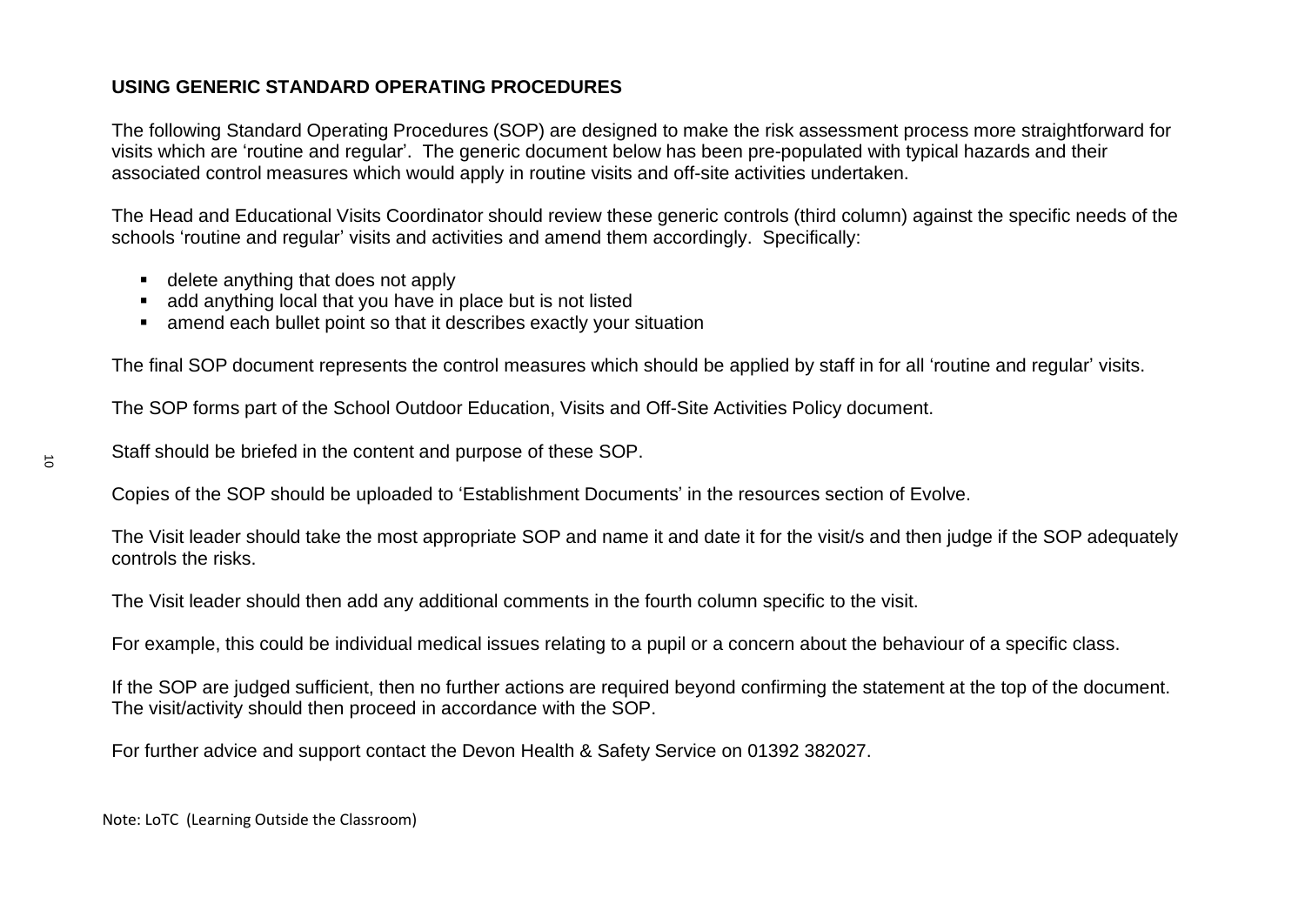**USING GENERIC STANDARD OPERATING PROCEDURES**

The following Standard Operating Procedures (SOP) are designed to make the risk assessment process more straightforward for visits which are 'routine and regular'. The generic document below has been pre-populated with typical hazards and their associated control measures which would apply in routine visits and off-site activities undertaken.

The Head and Educational Visits Coordinator should review these generic controls (third column) against the specific needs of the schools 'routine and regular' visits and activities and amend them accordingly. Specifically:

- delete anything that does not apply
- add anything local that you have in place but is not listed
- amend each bullet point so that it describes exactly your situation

The final SOP document represents the control measures which should be applied by staff in for all 'routine and regular' visits.

The SOP forms part of the School Outdoor Education, Visits and Off-Site Activities Policy document.

Staff should be briefed in the content and purpose of these SOP.

Copies of the SOP should be uploaded to 'Establishment Documents' in the resources section of Evolve.

The Visit leader should take the most appropriate SOP and name it and date it for the visit/s and then judge if the SOP adequately controls the risks.

The Visit leader should then add any additional comments in the fourth column specific to the visit.

For example, this could be individual medical issues relating to a pupil or a concern about the behaviour of a specific class.

If the SOP are judged sufficient, then no further actions are required beyond confirming the statement at the top of the document. The visit/activity should then proceed in accordance with the SOP.

For further advice and support contact the Devon Health & Safety Service on 01392 382027.

Note: LoTC (Learning Outside the Classroom)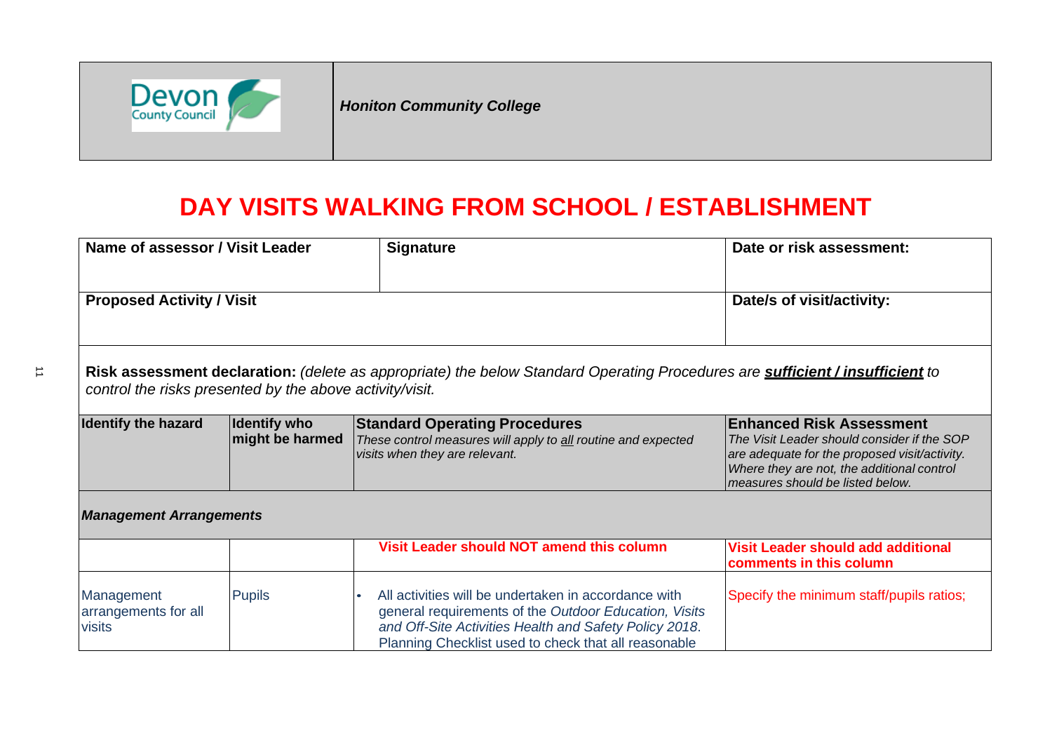| Devon County Council | *Honiton Community College* |
| --- | --- |

# DAY VISITS WALKING FROM SCHOOL / ESTABLISHMENT

| **Name of assessor / Visit Leader** | **Signature** | **Date or risk assessment:** |
| --- | --- | --- |
| **Proposed Activity / Visit** | | **Date/s of visit/activity:** |

**Risk assessment declaration:** *(delete as appropriate) the below Standard Operating Procedures are* ***sufficient / insufficient*** *to control the risks presented by the above activity/visit.*

| **Identify the hazard** | **Identify who might be harmed** | **Standard Operating Procedures** *These control measures will apply to all routine and expected visits when they are relevant.* | **Enhanced Risk Assessment** *The Visit Leader should consider if the SOP are adequate for the proposed visit/activity. Where they are not, the additional control measures should be listed below.* |
| --- | --- | --- | --- |
| ***Management Arrangements*** | | | |
| | | **Visit Leader should NOT amend this column** | **Visit Leader should add additional comments in this column** |
| Management arrangements for all visits | Pupils | • All activities will be undertaken in accordance with general requirements of the *Outdoor Education, Visits and Off-Site Activities Health and Safety Policy 2018*. Planning Checklist used to check that all reasonable | Specify the minimum staff/pupils ratios; |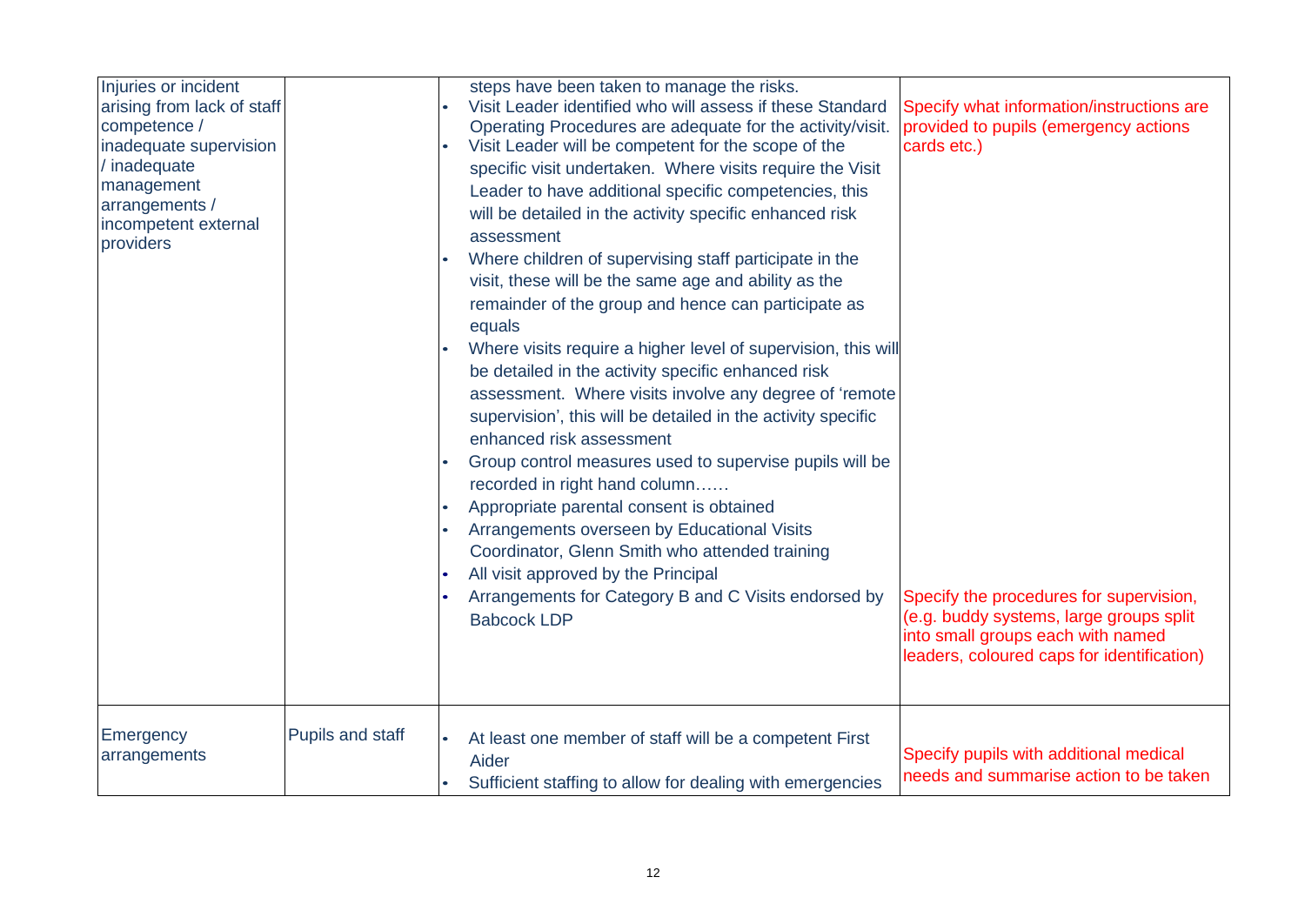| | | | |
|---|---|---|---|
| Injuries or incident arising from lack of staff competence / inadequate supervision / inadequate management arrangements / incompetent external providers | | steps have been taken to manage the risks.<br>• Visit Leader identified who will assess if these Standard Operating Procedures are adequate for the activity/visit.<br>• Visit Leader will be competent for the scope of the specific visit undertaken. Where visits require the Visit Leader to have additional specific competencies, this will be detailed in the activity specific enhanced risk assessment<br>• Where children of supervising staff participate in the visit, these will be the same age and ability as the remainder of the group and hence can participate as equals<br>• Where visits require a higher level of supervision, this will be detailed in the activity specific enhanced risk assessment. Where visits involve any degree of 'remote supervision', this will be detailed in the activity specific enhanced risk assessment<br>• Group control measures used to supervise pupils will be recorded in right hand column……<br>• Appropriate parental consent is obtained<br>• Arrangements overseen by Educational Visits Coordinator, Glenn Smith who attended training<br>• All visit approved by the Principal<br>• Arrangements for Category B and C Visits endorsed by Babcock LDP | Specify what information/instructions are provided to pupils (emergency actions cards etc.)<br><br>Specify the procedures for supervision, (e.g. buddy systems, large groups split into small groups each with named leaders, coloured caps for identification) |
| Emergency arrangements | Pupils and staff | • At least one member of staff will be a competent First Aider<br>• Sufficient staffing to allow for dealing with emergencies | Specify pupils with additional medical needs and summarise action to be taken |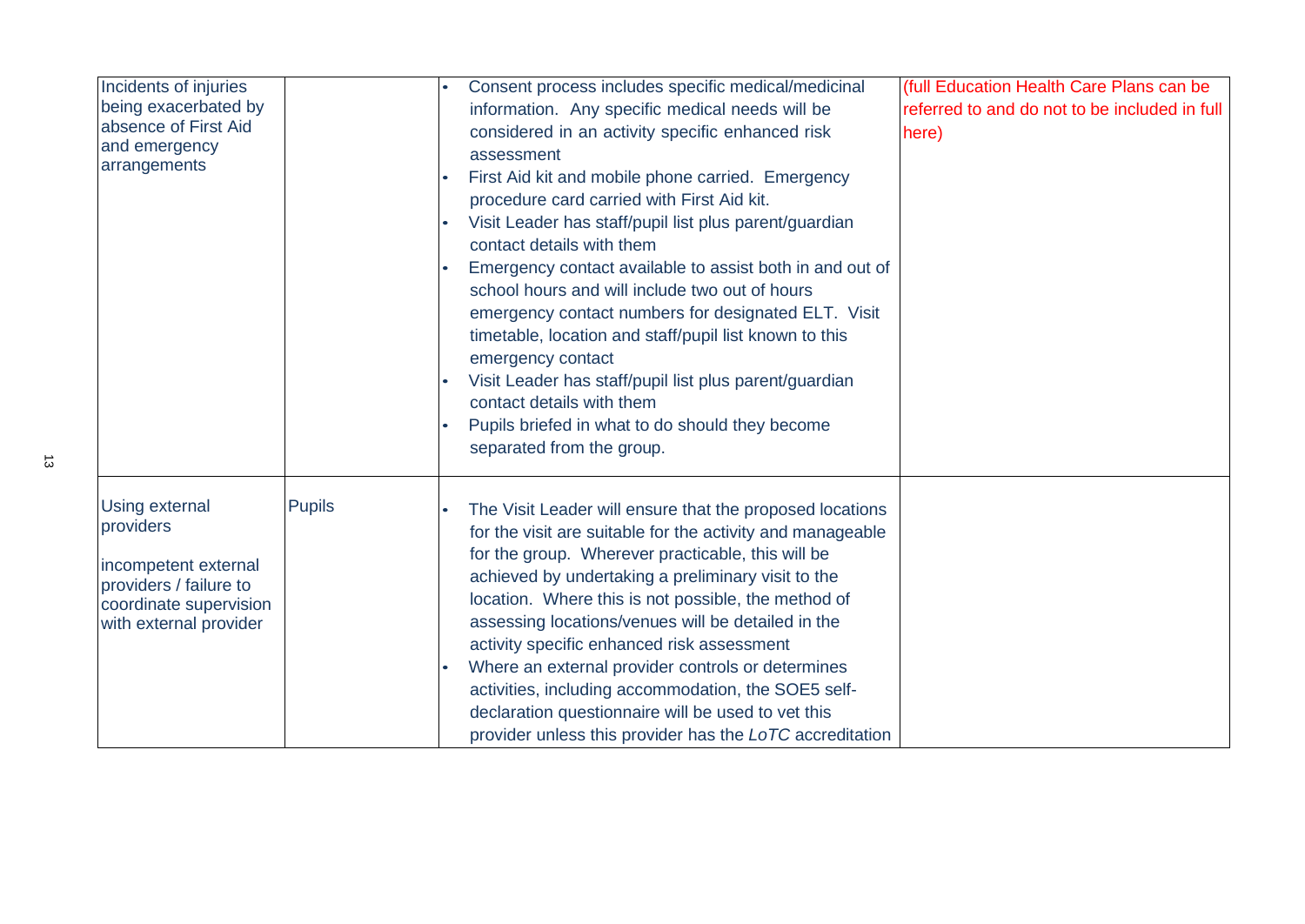| | | | |
|---|---|---|---|
| Incidents of injuries being exacerbated by absence of First Aid and emergency arrangements | | • Consent process includes specific medical/medicinal information. Any specific medical needs will be considered in an activity specific enhanced risk assessment<br>• First Aid kit and mobile phone carried. Emergency procedure card carried with First Aid kit.<br>• Visit Leader has staff/pupil list plus parent/guardian contact details with them<br>• Emergency contact available to assist both in and out of school hours and will include two out of hours emergency contact numbers for designated ELT. Visit timetable, location and staff/pupil list known to this emergency contact<br>• Visit Leader has staff/pupil list plus parent/guardian contact details with them<br>• Pupils briefed in what to do should they become separated from the group. | (full Education Health Care Plans can be referred to and do not to be included in full here) |
| Using external providers<br><br>incompetent external providers / failure to coordinate supervision with external provider | Pupils | • The Visit Leader will ensure that the proposed locations for the visit are suitable for the activity and manageable for the group. Wherever practicable, this will be achieved by undertaking a preliminary visit to the location. Where this is not possible, the method of assessing locations/venues will be detailed in the activity specific enhanced risk assessment<br>• Where an external provider controls or determines activities, including accommodation, the SOE5 self-declaration questionnaire will be used to vet this provider unless this provider has the *LoTC* accreditation | |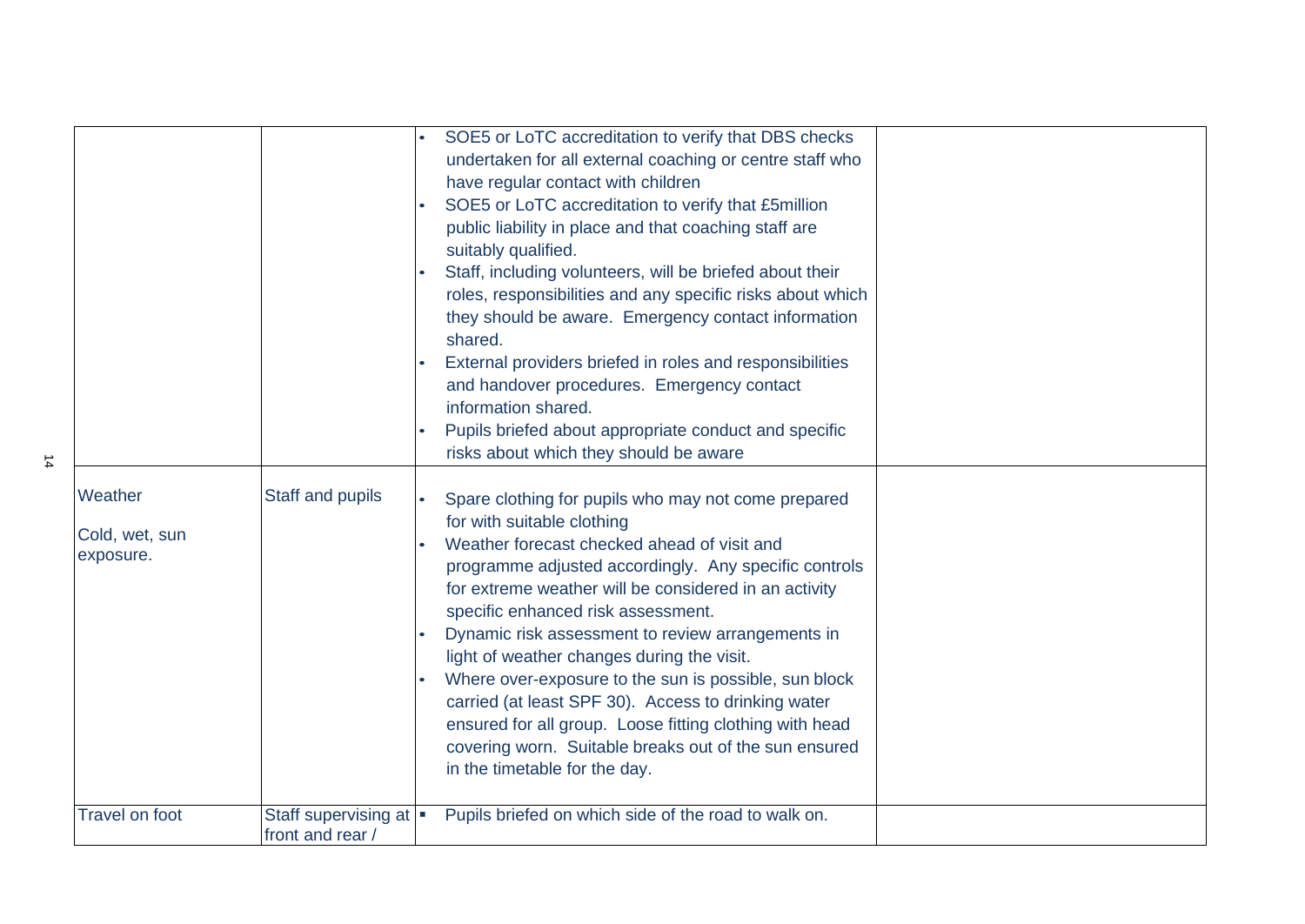| | | | |
|---|---|---|---|
| | | • SOE5 or LoTC accreditation to verify that DBS checks undertaken for all external coaching or centre staff who have regular contact with children<br>• SOE5 or LoTC accreditation to verify that £5million public liability in place and that coaching staff are suitably qualified.<br>• Staff, including volunteers, will be briefed about their roles, responsibilities and any specific risks about which they should be aware. Emergency contact information shared.<br>• External providers briefed in roles and responsibilities and handover procedures. Emergency contact information shared.<br>• Pupils briefed about appropriate conduct and specific risks about which they should be aware | |
| Weather<br><br>Cold, wet, sun exposure. | Staff and pupils | • Spare clothing for pupils who may not come prepared for with suitable clothing<br>• Weather forecast checked ahead of visit and programme adjusted accordingly. Any specific controls for extreme weather will be considered in an activity specific enhanced risk assessment.<br>• Dynamic risk assessment to review arrangements in light of weather changes during the visit.<br>• Where over-exposure to the sun is possible, sun block carried (at least SPF 30). Access to drinking water ensured for all group. Loose fitting clothing with head covering worn. Suitable breaks out of the sun ensured in the timetable for the day. | |
| Travel on foot | Staff supervising at front and rear / | ▪ Pupils briefed on which side of the road to walk on. | |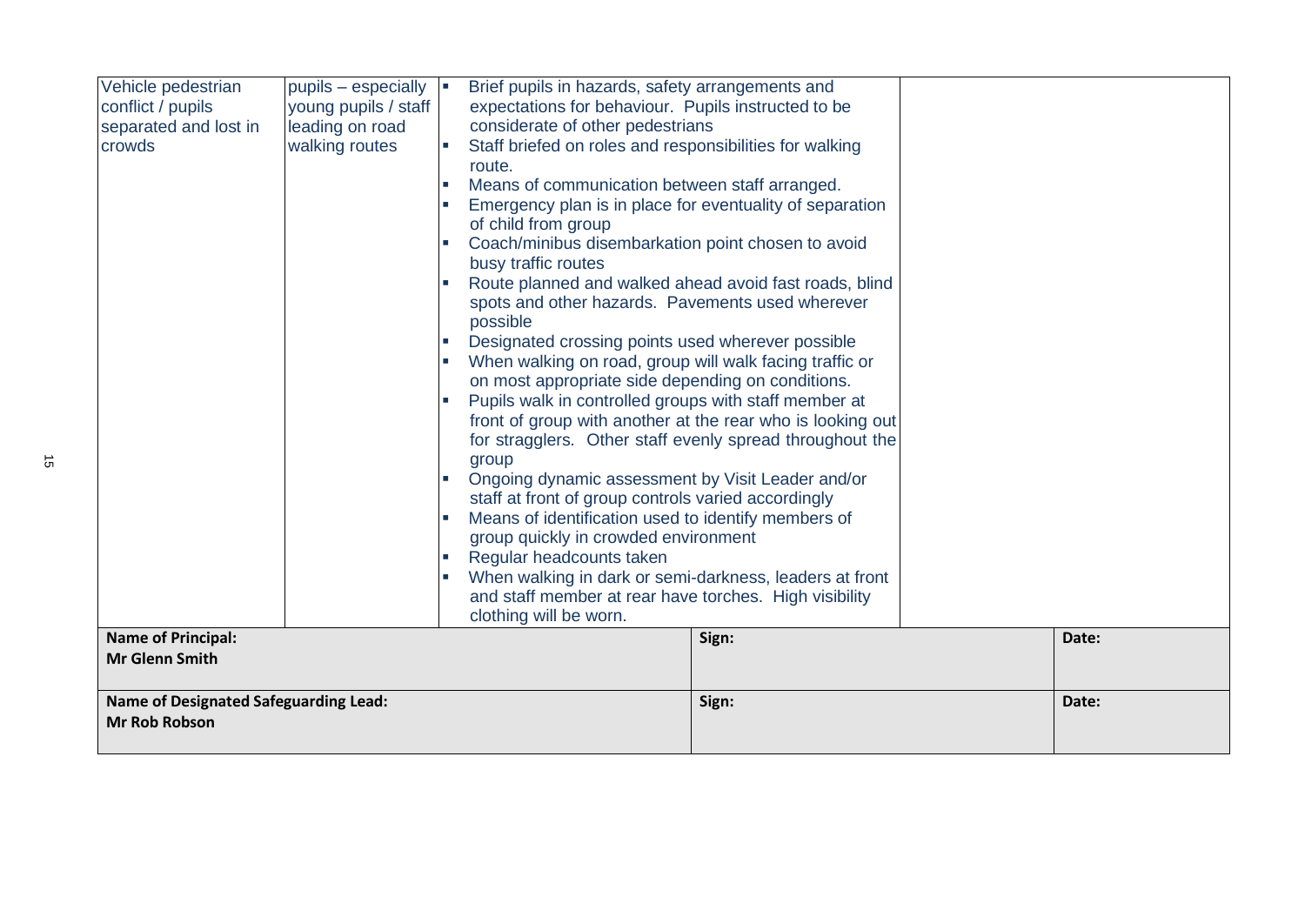| Vehicle pedestrian conflict / pupils separated and lost in crowds | pupils – especially young pupils / staff leading on road walking routes | ▪ Brief pupils in hazards, safety arrangements and expectations for behaviour. Pupils instructed to be considerate of other pedestrians<br>▪ Staff briefed on roles and responsibilities for walking route.<br>▪ Means of communication between staff arranged.<br>▪ Emergency plan is in place for eventuality of separation of child from group<br>▪ Coach/minibus disembarkation point chosen to avoid busy traffic routes<br>▪ Route planned and walked ahead avoid fast roads, blind spots and other hazards. Pavements used wherever possible<br>▪ Designated crossing points used wherever possible<br>▪ When walking on road, group will walk facing traffic or on most appropriate side depending on conditions.<br>▪ Pupils walk in controlled groups with staff member at front of group with another at the rear who is looking out for stragglers. Other staff evenly spread throughout the group<br>▪ Ongoing dynamic assessment by Visit Leader and/or staff at front of group controls varied accordingly<br>▪ Means of identification used to identify members of group quickly in crowded environment<br>▪ Regular headcounts taken<br>▪ When walking in dark or semi-darkness, leaders at front and staff member at rear have torches. High visibility clothing will be worn. | |

| Name of Principal: Mr Glenn Smith | Sign: | Date: |
|---|---|---|
| **Name of Designated Safeguarding Lead:** **Mr Rob Robson** | **Sign:** | **Date:** |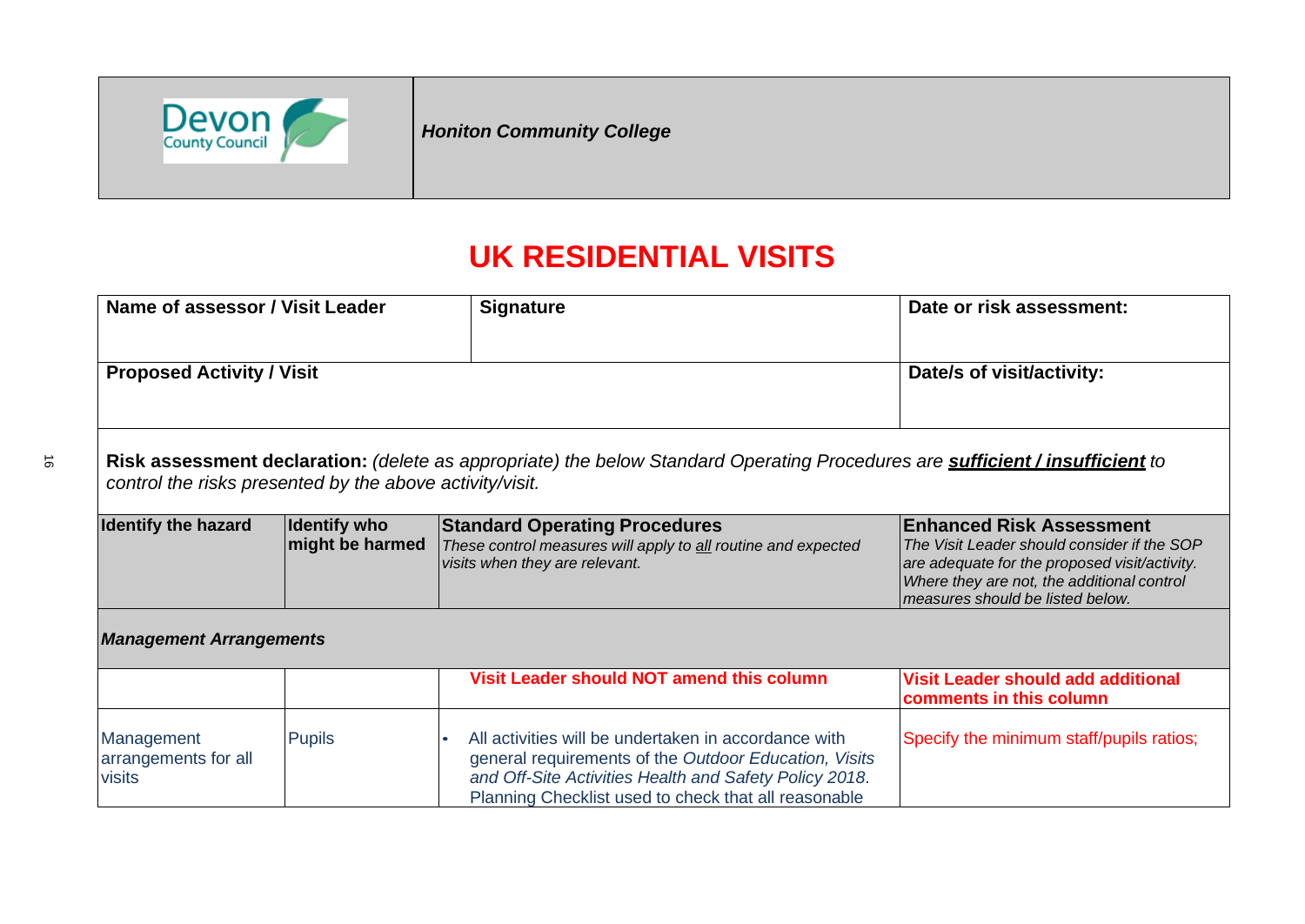| Devon County Council | *Honiton Community College* |
|---|---|

# UK RESIDENTIAL VISITS

| Name of assessor / Visit Leader | Signature | Date or risk assessment: |
|---|---|---|
| **Proposed Activity / Visit** | | **Date/s of visit/activity:** |

**Risk assessment declaration:** *(delete as appropriate) the below Standard Operating Procedures are **sufficient / insufficient** to control the risks presented by the above activity/visit.*

| Identify the hazard | Identify who might be harmed | Standard Operating Procedures<br>*These control measures will apply to all routine and expected visits when they are relevant.* | Enhanced Risk Assessment<br>*The Visit Leader should consider if the SOP are adequate for the proposed visit/activity. Where they are not, the additional control measures should be listed below.* |
|---|---|---|---|
| ***Management Arrangements*** | | | |
| | | **Visit Leader should NOT amend this column** | **Visit Leader should add additional comments in this column** |
| Management arrangements for all visits | Pupils | • All activities will be undertaken in accordance with general requirements of the *Outdoor Education, Visits and Off-Site Activities Health and Safety Policy 2018*. Planning Checklist used to check that all reasonable | Specify the minimum staff/pupils ratios; |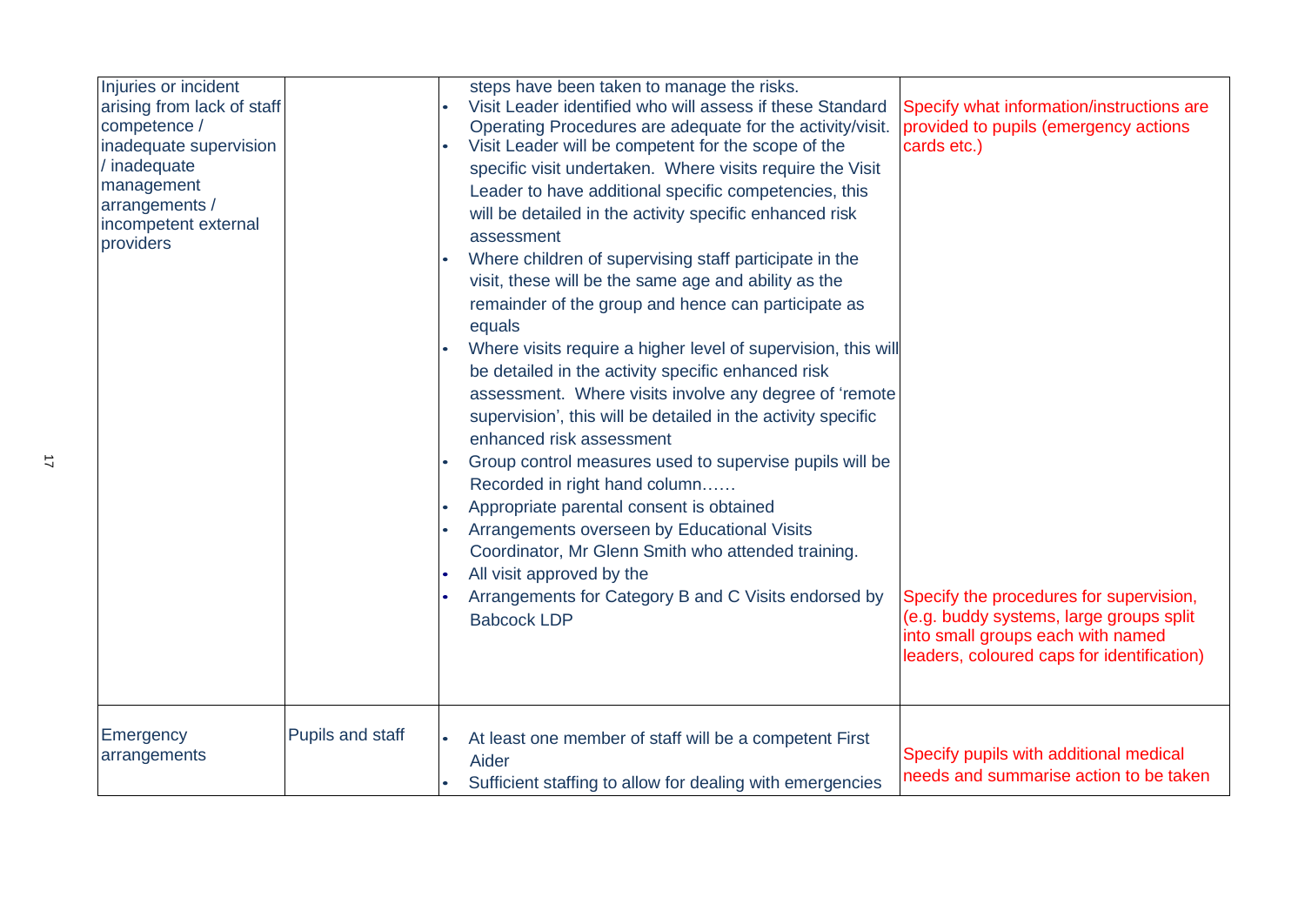| | | | |
|---|---|---|---|
| Injuries or incident arising from lack of staff competence / inadequate supervision / inadequate management arrangements / incompetent external providers | | steps have been taken to manage the risks.<br>• Visit Leader identified who will assess if these Standard Operating Procedures are adequate for the activity/visit.<br>• Visit Leader will be competent for the scope of the specific visit undertaken. Where visits require the Visit Leader to have additional specific competencies, this will be detailed in the activity specific enhanced risk assessment<br>• Where children of supervising staff participate in the visit, these will be the same age and ability as the remainder of the group and hence can participate as equals<br>• Where visits require a higher level of supervision, this will be detailed in the activity specific enhanced risk assessment. Where visits involve any degree of 'remote supervision', this will be detailed in the activity specific enhanced risk assessment<br>• Group control measures used to supervise pupils will be Recorded in right hand column……<br>• Appropriate parental consent is obtained<br>• Arrangements overseen by Educational Visits Coordinator, Mr Glenn Smith who attended training.<br>• All visit approved by the<br>• Arrangements for Category B and C Visits endorsed by Babcock LDP | Specify what information/instructions are provided to pupils (emergency actions cards etc.)<br><br>Specify the procedures for supervision, (e.g. buddy systems, large groups split into small groups each with named leaders, coloured caps for identification) |
| Emergency arrangements | Pupils and staff | • At least one member of staff will be a competent First Aider<br>• Sufficient staffing to allow for dealing with emergencies | Specify pupils with additional medical needs and summarise action to be taken |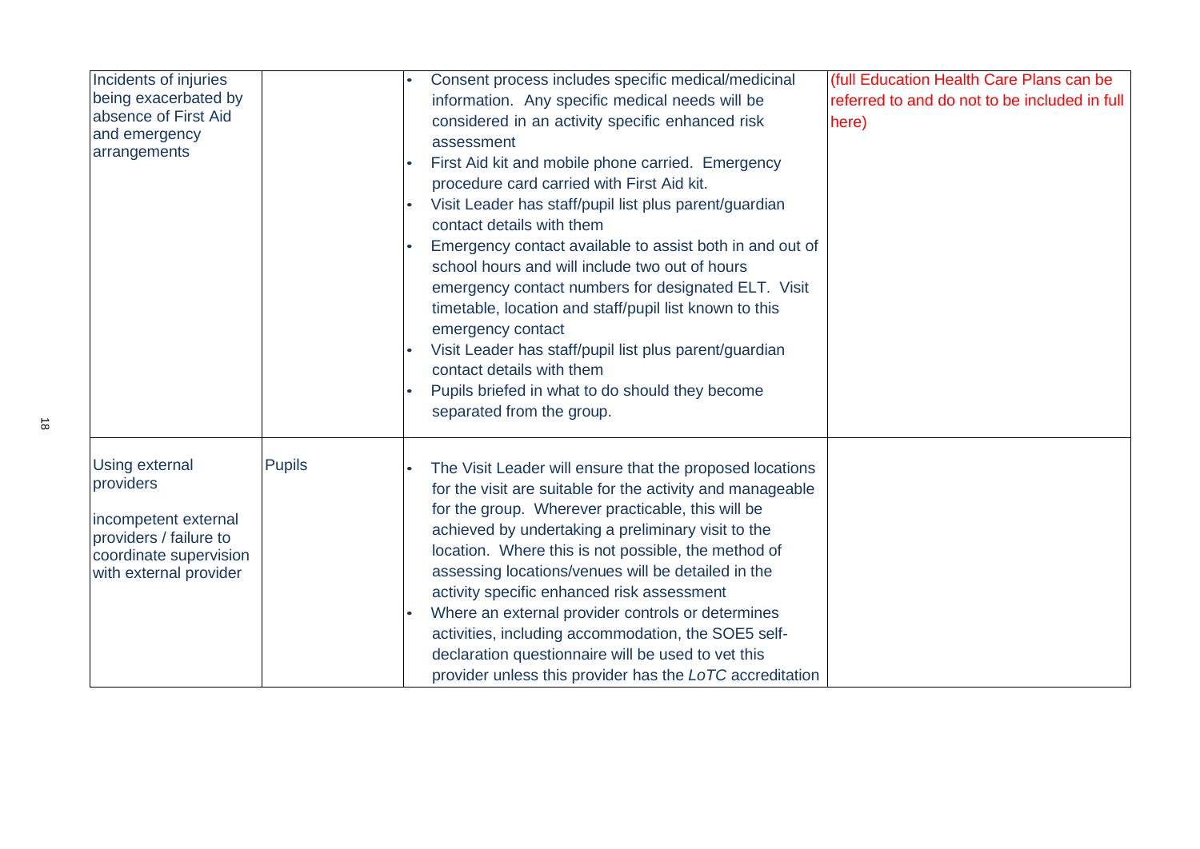| | | | |
|---|---|---|---|
| Incidents of injuries being exacerbated by absence of First Aid and emergency arrangements | | • Consent process includes specific medical/medicinal information. Any specific medical needs will be considered in an activity specific enhanced risk assessment<br>• First Aid kit and mobile phone carried. Emergency procedure card carried with First Aid kit.<br>• Visit Leader has staff/pupil list plus parent/guardian contact details with them<br>• Emergency contact available to assist both in and out of school hours and will include two out of hours emergency contact numbers for designated ELT. Visit timetable, location and staff/pupil list known to this emergency contact<br>• Visit Leader has staff/pupil list plus parent/guardian contact details with them<br>• Pupils briefed in what to do should they become separated from the group. | (full Education Health Care Plans can be referred to and do not to be included in full here) |
| Using external providers<br><br>incompetent external providers / failure to coordinate supervision with external provider | Pupils | • The Visit Leader will ensure that the proposed locations for the visit are suitable for the activity and manageable for the group. Wherever practicable, this will be achieved by undertaking a preliminary visit to the location. Where this is not possible, the method of assessing locations/venues will be detailed in the activity specific enhanced risk assessment<br>• Where an external provider controls or determines activities, including accommodation, the SOE5 self-declaration questionnaire will be used to vet this provider unless this provider has the *LoTC* accreditation | |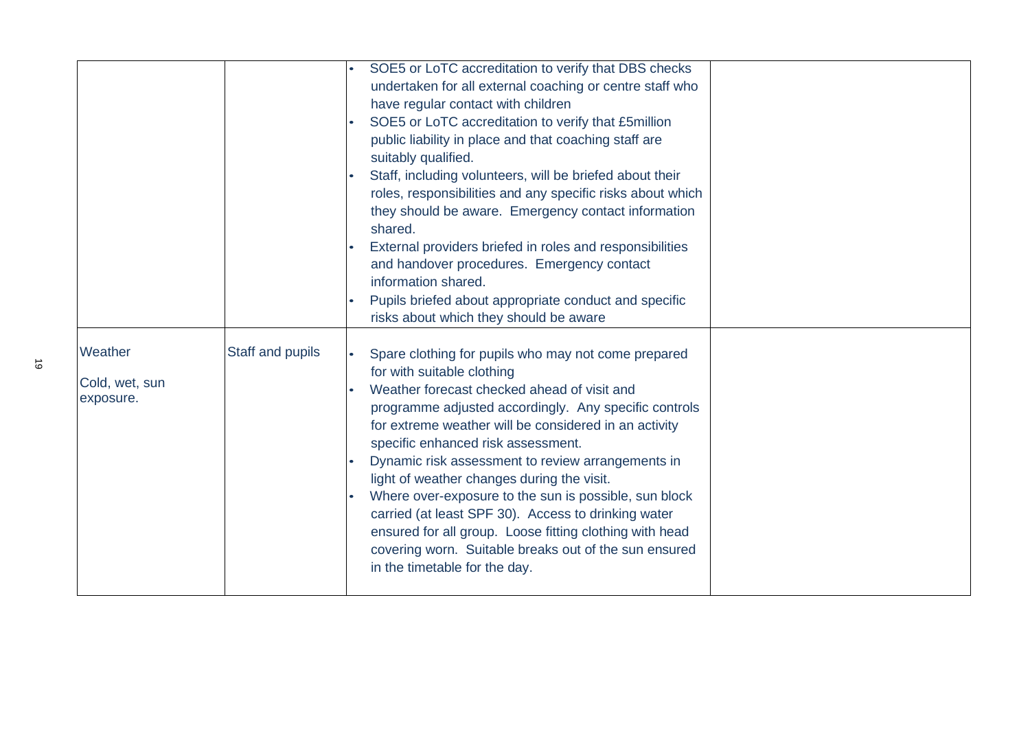| | | | |
|---|---|---|---|
| | | • SOE5 or LoTC accreditation to verify that DBS checks undertaken for all external coaching or centre staff who have regular contact with children<br>• SOE5 or LoTC accreditation to verify that £5million public liability in place and that coaching staff are suitably qualified.<br>• Staff, including volunteers, will be briefed about their roles, responsibilities and any specific risks about which they should be aware. Emergency contact information shared.<br>• External providers briefed in roles and responsibilities and handover procedures. Emergency contact information shared.<br>• Pupils briefed about appropriate conduct and specific risks about which they should be aware | |
| Weather<br><br>Cold, wet, sun exposure. | Staff and pupils | • Spare clothing for pupils who may not come prepared for with suitable clothing<br>• Weather forecast checked ahead of visit and programme adjusted accordingly. Any specific controls for extreme weather will be considered in an activity specific enhanced risk assessment.<br>• Dynamic risk assessment to review arrangements in light of weather changes during the visit.<br>• Where over-exposure to the sun is possible, sun block carried (at least SPF 30). Access to drinking water ensured for all group. Loose fitting clothing with head covering worn. Suitable breaks out of the sun ensured in the timetable for the day. | |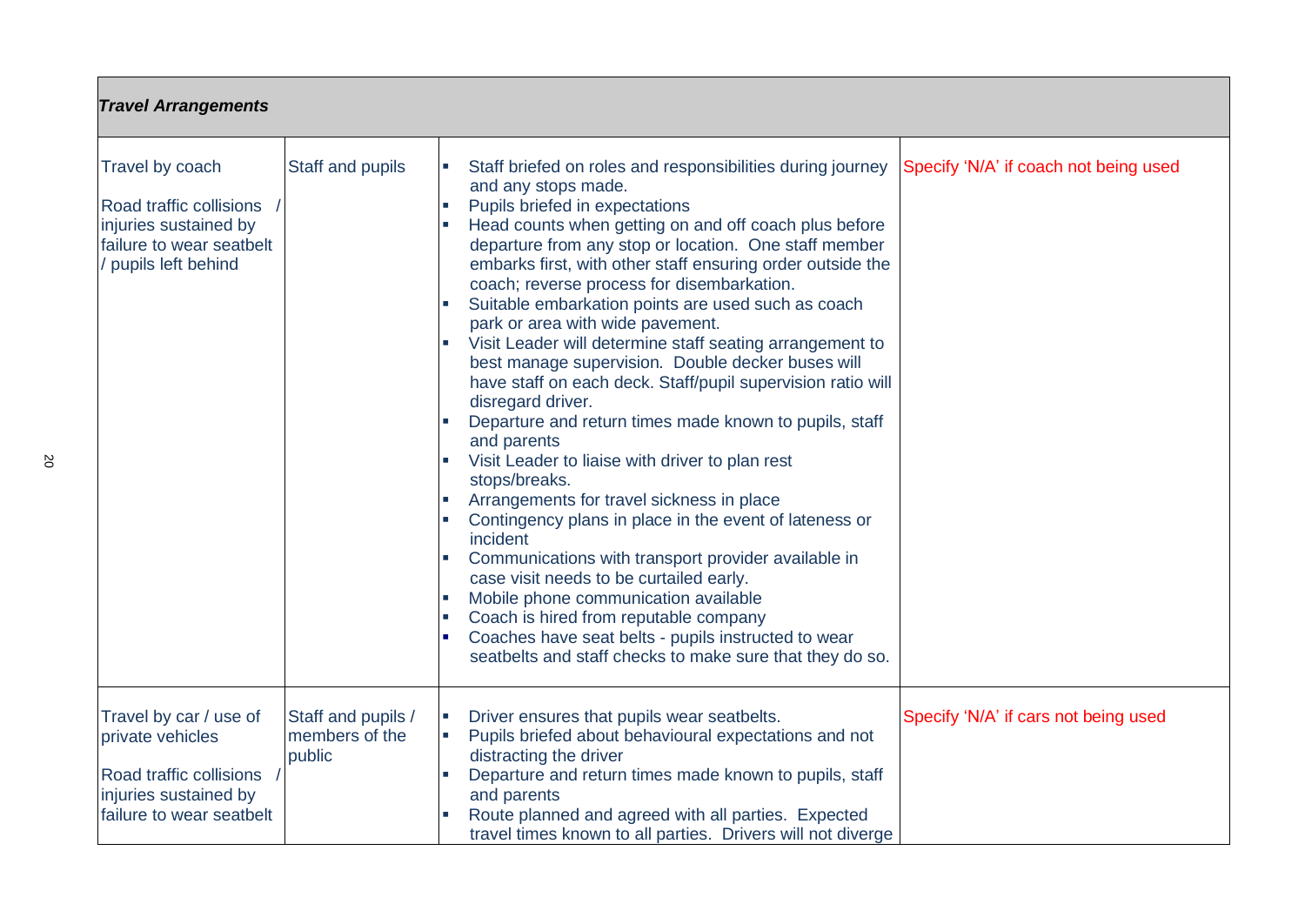| *Travel Arrangements* | | | |
|---|---|---|---|
| Travel by coach<br><br>Road traffic collisions / injuries sustained by failure to wear seatbelt / pupils left behind | Staff and pupils | ▪ Staff briefed on roles and responsibilities during journey and any stops made.<br>▪ Pupils briefed in expectations<br>▪ Head counts when getting on and off coach plus before departure from any stop or location. One staff member embarks first, with other staff ensuring order outside the coach; reverse process for disembarkation.<br>▪ Suitable embarkation points are used such as coach park or area with wide pavement.<br>▪ Visit Leader will determine staff seating arrangement to best manage supervision. Double decker buses will have staff on each deck. Staff/pupil supervision ratio will disregard driver.<br>▪ Departure and return times made known to pupils, staff and parents<br>▪ Visit Leader to liaise with driver to plan rest stops/breaks.<br>▪ Arrangements for travel sickness in place<br>▪ Contingency plans in place in the event of lateness or incident<br>▪ Communications with transport provider available in case visit needs to be curtailed early.<br>▪ Mobile phone communication available<br>▪ Coach is hired from reputable company<br>▪ Coaches have seat belts - pupils instructed to wear seatbelts and staff checks to make sure that they do so. | Specify 'N/A' if coach not being used |
| Travel by car / use of private vehicles<br><br>Road traffic collisions / injuries sustained by failure to wear seatbelt | Staff and pupils / members of the public | ▪ Driver ensures that pupils wear seatbelts.<br>▪ Pupils briefed about behavioural expectations and not distracting the driver<br>▪ Departure and return times made known to pupils, staff and parents<br>▪ Route planned and agreed with all parties. Expected travel times known to all parties. Drivers will not diverge | Specify 'N/A' if cars not being used |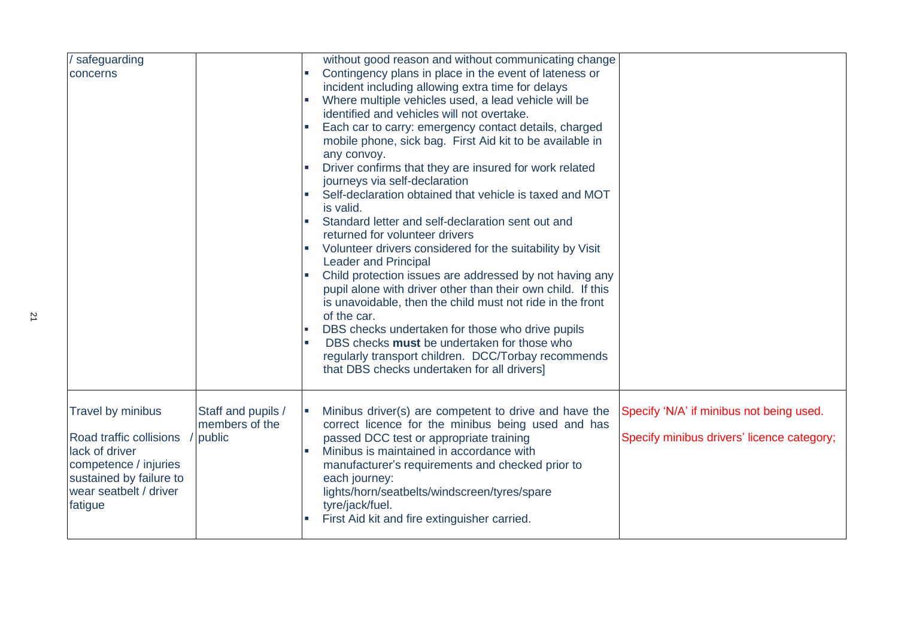| | | | |
|---|---|---|---|
| / safeguarding concerns | | without good reason and without communicating change<br>▪ Contingency plans in place in the event of lateness or incident including allowing extra time for delays<br>▪ Where multiple vehicles used, a lead vehicle will be identified and vehicles will not overtake.<br>▪ Each car to carry: emergency contact details, charged mobile phone, sick bag. First Aid kit to be available in any convoy.<br>▪ Driver confirms that they are insured for work related journeys via self-declaration<br>▪ Self-declaration obtained that vehicle is taxed and MOT is valid.<br>▪ Standard letter and self-declaration sent out and returned for volunteer drivers<br>▪ Volunteer drivers considered for the suitability by Visit Leader and Principal<br>▪ Child protection issues are addressed by not having any pupil alone with driver other than their own child. If this is unavoidable, then the child must not ride in the front of the car.<br>▪ DBS checks undertaken for those who drive pupils<br>▪ DBS checks **must** be undertaken for those who regularly transport children. DCC/Torbay recommends that DBS checks undertaken for all drivers] | |
| Travel by minibus<br><br>Road traffic collisions / lack of driver competence / injuries sustained by failure to wear seatbelt / driver fatigue | Staff and pupils / members of the public | ▪ Minibus driver(s) are competent to drive and have the correct licence for the minibus being used and has passed DCC test or appropriate training<br>▪ Minibus is maintained in accordance with manufacturer's requirements and checked prior to each journey: lights/horn/seatbelts/windscreen/tyres/spare tyre/jack/fuel.<br>▪ First Aid kit and fire extinguisher carried. | Specify 'N/A' if minibus not being used.<br><br>Specify minibus drivers' licence category; |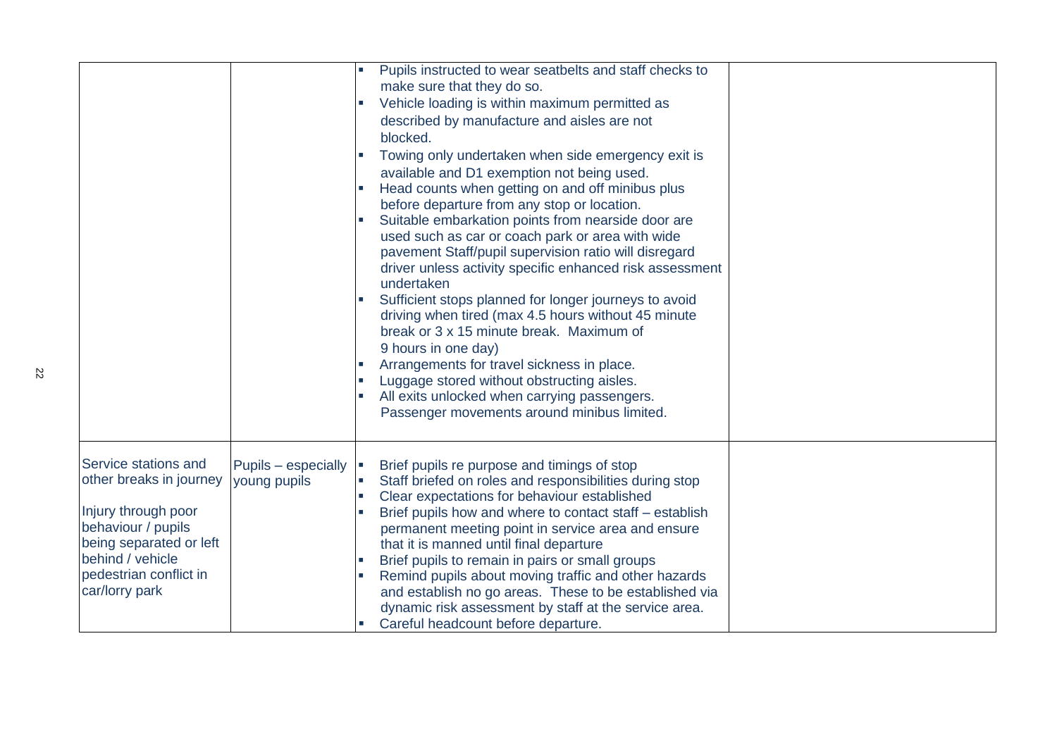| | | | |
|---|---|---|---|
| | | ▪ Pupils instructed to wear seatbelts and staff checks to make sure that they do so.<br>▪ Vehicle loading is within maximum permitted as described by manufacture and aisles are not blocked.<br>▪ Towing only undertaken when side emergency exit is available and D1 exemption not being used.<br>▪ Head counts when getting on and off minibus plus before departure from any stop or location.<br>▪ Suitable embarkation points from nearside door are used such as car or coach park or area with wide pavement Staff/pupil supervision ratio will disregard driver unless activity specific enhanced risk assessment undertaken<br>▪ Sufficient stops planned for longer journeys to avoid driving when tired (max 4.5 hours without 45 minute break or 3 x 15 minute break. Maximum of 9 hours in one day)<br>▪ Arrangements for travel sickness in place.<br>▪ Luggage stored without obstructing aisles.<br>▪ All exits unlocked when carrying passengers. Passenger movements around minibus limited. | |
| Service stations and other breaks in journey<br><br>Injury through poor behaviour / pupils being separated or left behind / vehicle pedestrian conflict in car/lorry park | Pupils – especially young pupils | ▪ Brief pupils re purpose and timings of stop<br>▪ Staff briefed on roles and responsibilities during stop<br>▪ Clear expectations for behaviour established<br>▪ Brief pupils how and where to contact staff – establish permanent meeting point in service area and ensure that it is manned until final departure<br>▪ Brief pupils to remain in pairs or small groups<br>▪ Remind pupils about moving traffic and other hazards and establish no go areas. These to be established via dynamic risk assessment by staff at the service area.<br>▪ Careful headcount before departure. | |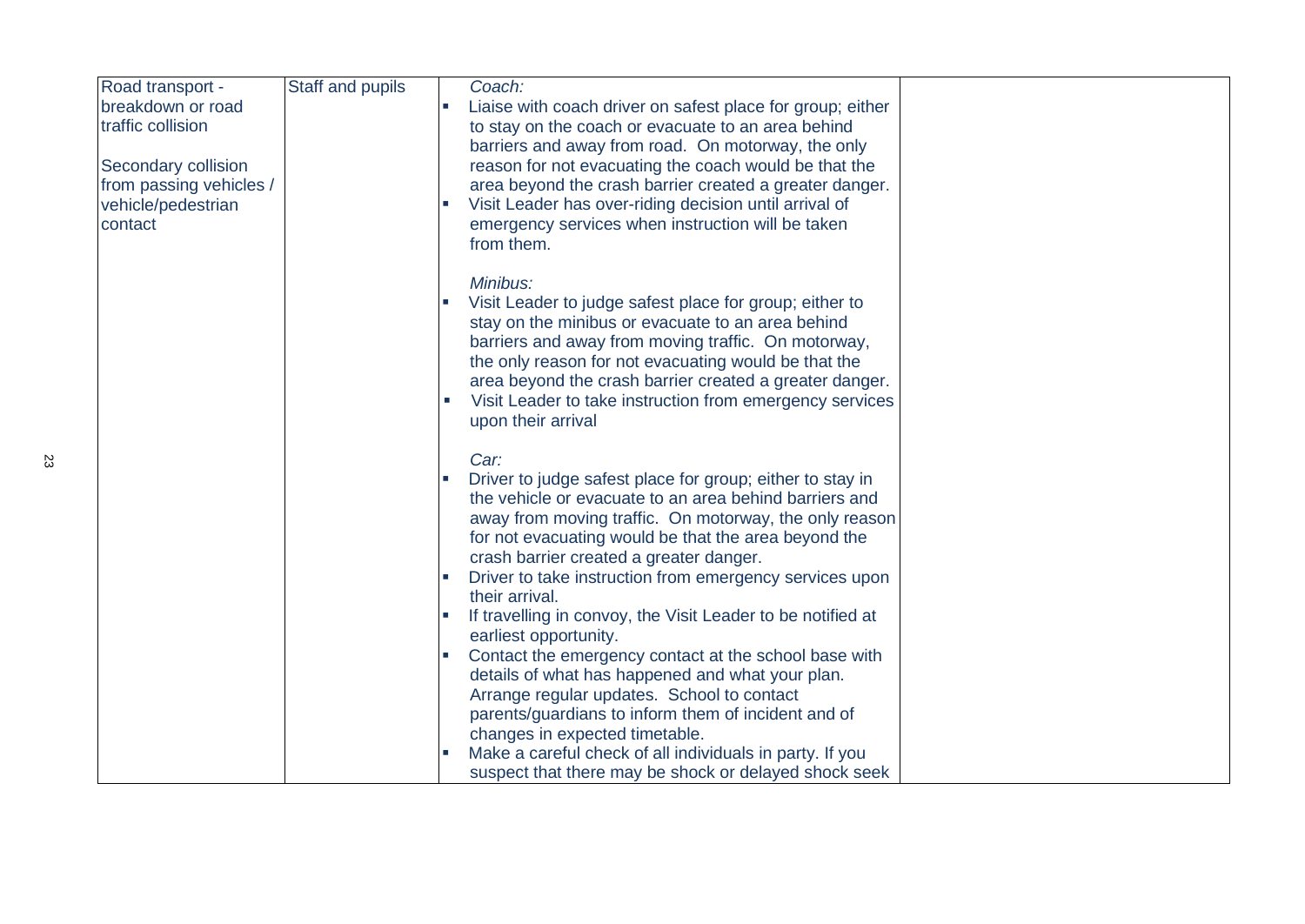| | | | |
|---|---|---|---|
| Road transport - breakdown or road traffic collision<br><br>Secondary collision from passing vehicles / vehicle/pedestrian contact | Staff and pupils | *Coach:*<br>▪ Liaise with coach driver on safest place for group; either to stay on the coach or evacuate to an area behind barriers and away from road. On motorway, the only reason for not evacuating the coach would be that the area beyond the crash barrier created a greater danger.<br>▪ Visit Leader has over-riding decision until arrival of emergency services when instruction will be taken from them.<br><br>*Minibus:*<br>▪ Visit Leader to judge safest place for group; either to stay on the minibus or evacuate to an area behind barriers and away from moving traffic. On motorway, the only reason for not evacuating would be that the area beyond the crash barrier created a greater danger.<br>▪ Visit Leader to take instruction from emergency services upon their arrival<br><br>*Car:*<br>▪ Driver to judge safest place for group; either to stay in the vehicle or evacuate to an area behind barriers and away from moving traffic. On motorway, the only reason for not evacuating would be that the area beyond the crash barrier created a greater danger.<br>▪ Driver to take instruction from emergency services upon their arrival.<br>▪ If travelling in convoy, the Visit Leader to be notified at earliest opportunity.<br>▪ Contact the emergency contact at the school base with details of what has happened and what your plan. Arrange regular updates. School to contact parents/guardians to inform them of incident and of changes in expected timetable.<br>▪ Make a careful check of all individuals in party. If you suspect that there may be shock or delayed shock seek | |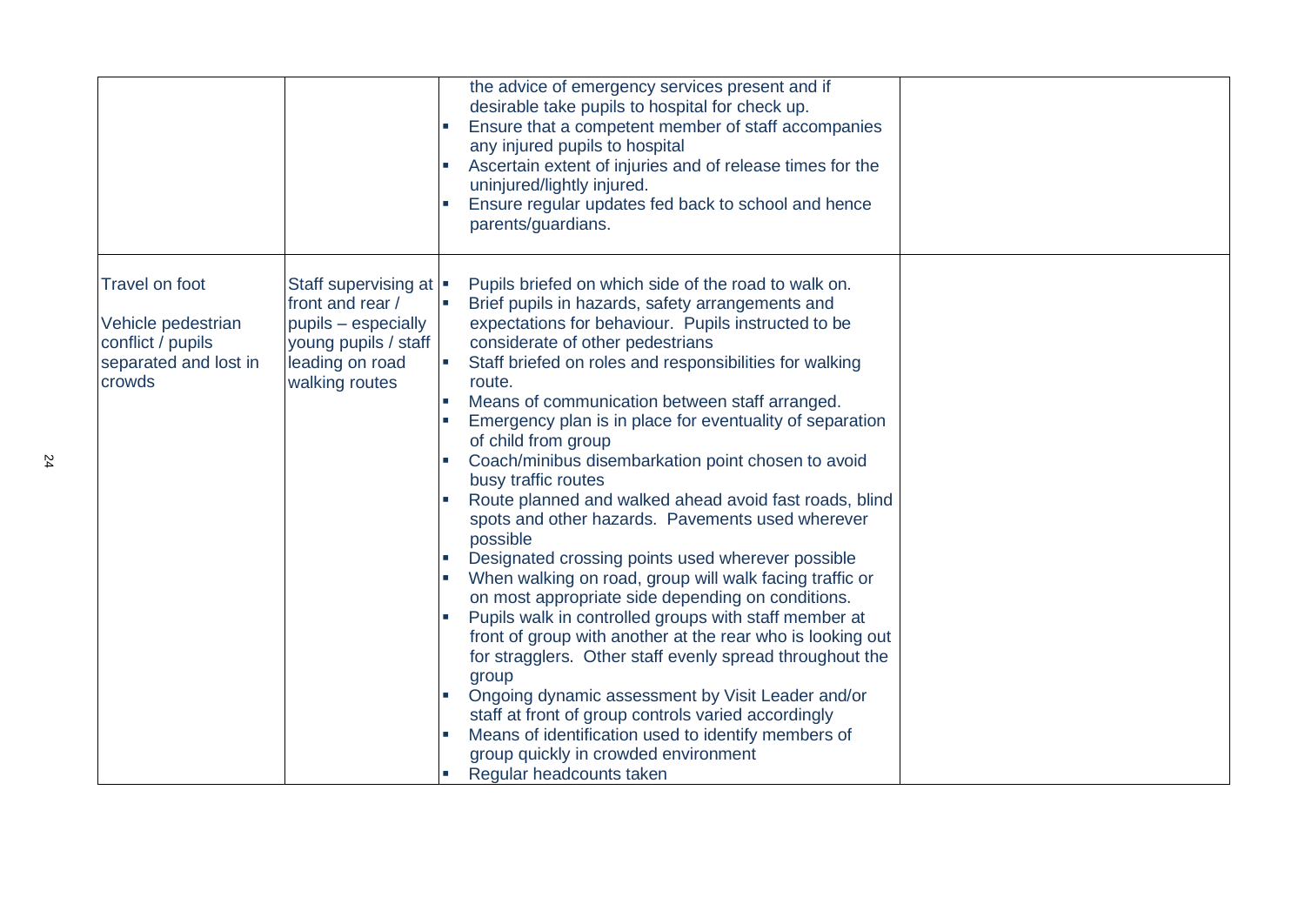| | | | |
|---|---|---|---|
| | | the advice of emergency services present and if desirable take pupils to hospital for check up.<br>▪ Ensure that a competent member of staff accompanies any injured pupils to hospital<br>▪ Ascertain extent of injuries and of release times for the uninjured/lightly injured.<br>▪ Ensure regular updates fed back to school and hence parents/guardians. | |
| Travel on foot<br><br>Vehicle pedestrian conflict / pupils separated and lost in crowds | Staff supervising at front and rear / pupils – especially young pupils / staff leading on road walking routes | ▪ Pupils briefed on which side of the road to walk on.<br>▪ Brief pupils in hazards, safety arrangements and expectations for behaviour. Pupils instructed to be considerate of other pedestrians<br>▪ Staff briefed on roles and responsibilities for walking route.<br>▪ Means of communication between staff arranged.<br>▪ Emergency plan is in place for eventuality of separation of child from group<br>▪ Coach/minibus disembarkation point chosen to avoid busy traffic routes<br>▪ Route planned and walked ahead avoid fast roads, blind spots and other hazards. Pavements used wherever possible<br>▪ Designated crossing points used wherever possible<br>▪ When walking on road, group will walk facing traffic or on most appropriate side depending on conditions.<br>▪ Pupils walk in controlled groups with staff member at front of group with another at the rear who is looking out for stragglers. Other staff evenly spread throughout the group<br>▪ Ongoing dynamic assessment by Visit Leader and/or staff at front of group controls varied accordingly<br>▪ Means of identification used to identify members of group quickly in crowded environment<br>▪ Regular headcounts taken | |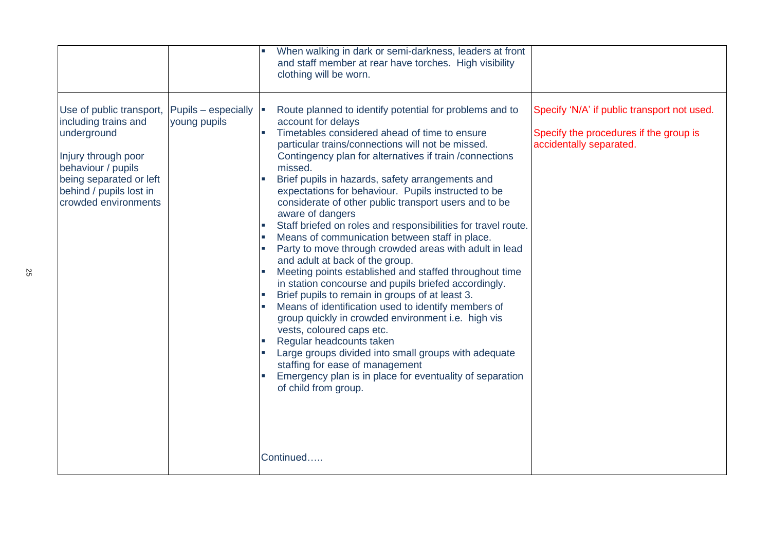| | | | |
|---|---|---|---|
| | | ▪ When walking in dark or semi-darkness, leaders at front and staff member at rear have torches. High visibility clothing will be worn. | |
| Use of public transport, including trains and underground<br><br>Injury through poor behaviour / pupils being separated or left behind / pupils lost in crowded environments | Pupils – especially young pupils | ▪ Route planned to identify potential for problems and to account for delays<br>▪ Timetables considered ahead of time to ensure particular trains/connections will not be missed. Contingency plan for alternatives if train /connections missed.<br>▪ Brief pupils in hazards, safety arrangements and expectations for behaviour. Pupils instructed to be considerate of other public transport users and to be aware of dangers<br>▪ Staff briefed on roles and responsibilities for travel route.<br>▪ Means of communication between staff in place.<br>▪ Party to move through crowded areas with adult in lead and adult at back of the group.<br>▪ Meeting points established and staffed throughout time in station concourse and pupils briefed accordingly.<br>▪ Brief pupils to remain in groups of at least 3.<br>▪ Means of identification used to identify members of group quickly in crowded environment i.e. high vis vests, coloured caps etc.<br>▪ Regular headcounts taken<br>▪ Large groups divided into small groups with adequate staffing for ease of management<br>▪ Emergency plan is in place for eventuality of separation of child from group.<br><br>Continued….. | Specify 'N/A' if public transport not used.<br><br>Specify the procedures if the group is accidentally separated. |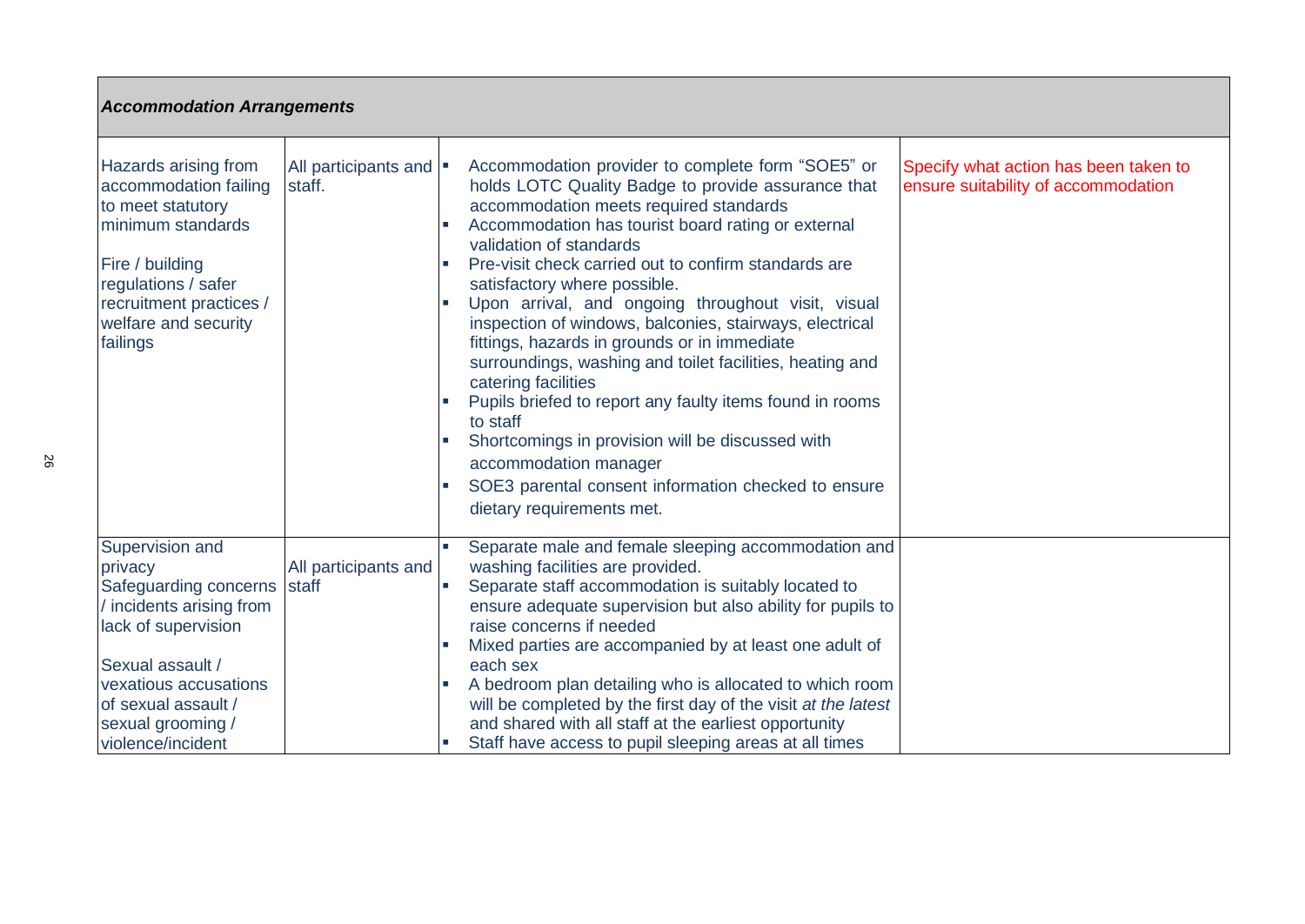| *Accommodation Arrangements* | | | |
|---|---|---|---|
| Hazards arising from accommodation failing to meet statutory minimum standards<br><br>Fire / building regulations / safer recruitment practices / welfare and security failings | All participants and staff. | ▪ Accommodation provider to complete form "SOE5" or holds LOTC Quality Badge to provide assurance that accommodation meets required standards<br>▪ Accommodation has tourist board rating or external validation of standards<br>▪ Pre-visit check carried out to confirm standards are satisfactory where possible.<br>▪ Upon arrival, and ongoing throughout visit, visual inspection of windows, balconies, stairways, electrical fittings, hazards in grounds or in immediate surroundings, washing and toilet facilities, heating and catering facilities<br>▪ Pupils briefed to report any faulty items found in rooms to staff<br>▪ Shortcomings in provision will be discussed with accommodation manager<br>▪ SOE3 parental consent information checked to ensure dietary requirements met. | Specify what action has been taken to ensure suitability of accommodation |
| Supervision and privacy<br>Safeguarding concerns / incidents arising from lack of supervision<br><br>Sexual assault / vexatious accusations of sexual assault / sexual grooming / violence/incident | All participants and staff | ▪ Separate male and female sleeping accommodation and washing facilities are provided.<br>▪ Separate staff accommodation is suitably located to ensure adequate supervision but also ability for pupils to raise concerns if needed<br>▪ Mixed parties are accompanied by at least one adult of each sex<br>▪ A bedroom plan detailing who is allocated to which room will be completed by the first day of the visit *at the latest* and shared with all staff at the earliest opportunity<br>▪ Staff have access to pupil sleeping areas at all times | |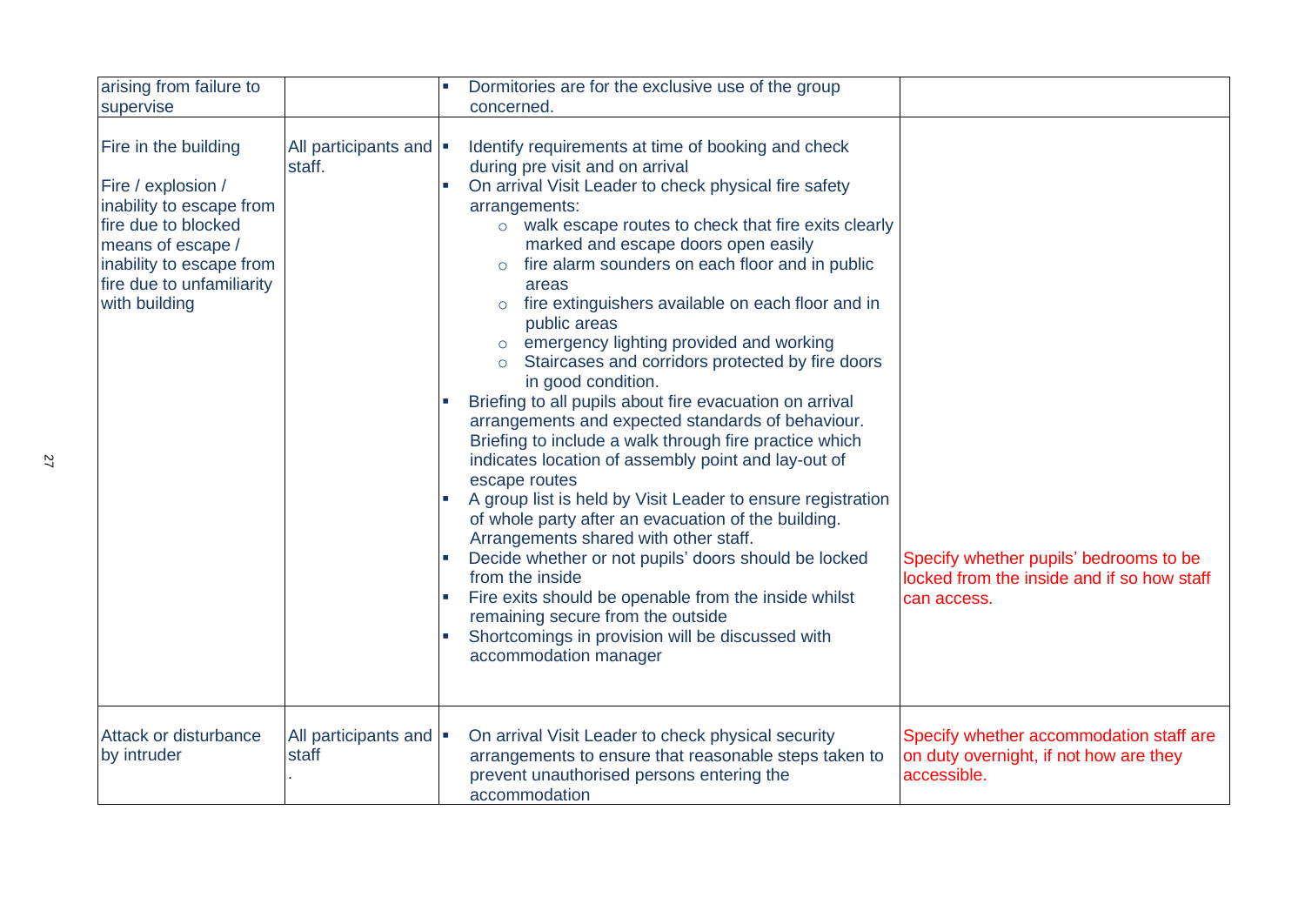| | | | |
|---|---|---|---|
| arising from failure to supervise | | ▪ Dormitories are for the exclusive use of the group concerned. | |
| Fire in the building<br><br>Fire / explosion / inability to escape from fire due to blocked means of escape / inability to escape from fire due to unfamiliarity with building | All participants and staff. | ▪ Identify requirements at time of booking and check during pre visit and on arrival<br>▪ On arrival Visit Leader to check physical fire safety arrangements:<br>○ walk escape routes to check that fire exits clearly marked and escape doors open easily<br>○ fire alarm sounders on each floor and in public areas<br>○ fire extinguishers available on each floor and in public areas<br>○ emergency lighting provided and working<br>○ Staircases and corridors protected by fire doors in good condition.<br>▪ Briefing to all pupils about fire evacuation on arrival arrangements and expected standards of behaviour. Briefing to include a walk through fire practice which indicates location of assembly point and lay-out of escape routes<br>▪ A group list is held by Visit Leader to ensure registration of whole party after an evacuation of the building. Arrangements shared with other staff.<br>▪ Decide whether or not pupils' doors should be locked from the inside<br>▪ Fire exits should be openable from the inside whilst remaining secure from the outside<br>▪ Shortcomings in provision will be discussed with accommodation manager | Specify whether pupils' bedrooms to be locked from the inside and if so how staff can access. |
| Attack or disturbance by intruder | All participants and staff<br>. | ▪ On arrival Visit Leader to check physical security arrangements to ensure that reasonable steps taken to prevent unauthorised persons entering the accommodation | Specify whether accommodation staff are on duty overnight, if not how are they accessible. |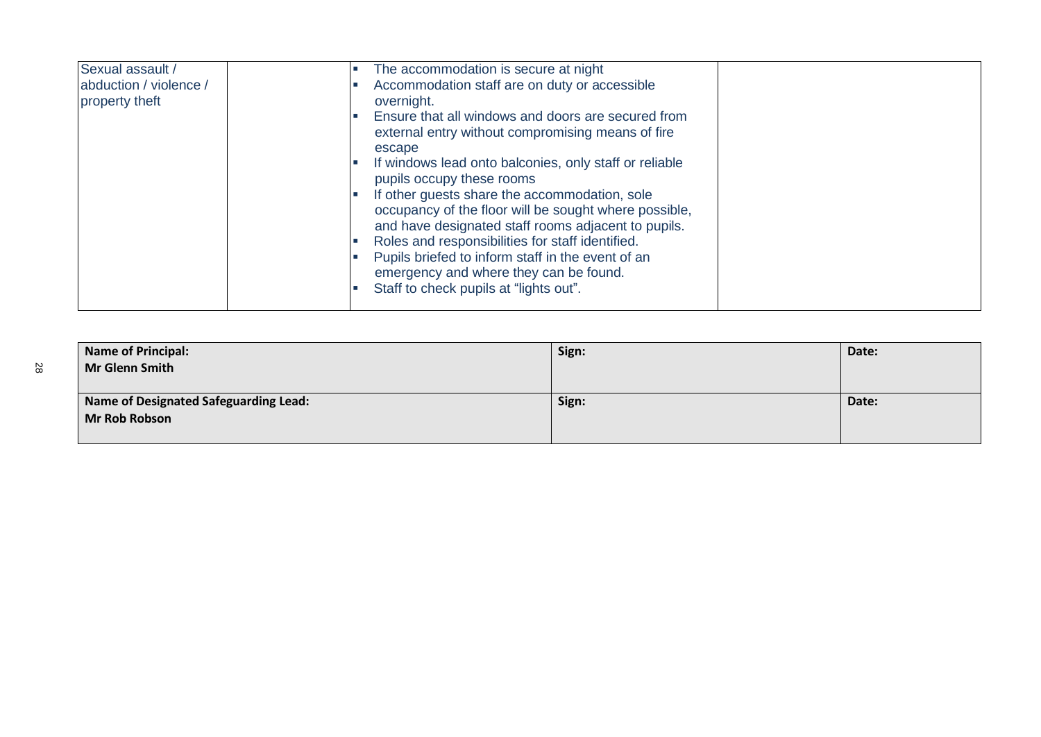| | | | |
|---|---|---|---|
| Sexual assault / abduction / violence / property theft | | ▪ The accommodation is secure at night<br>▪ Accommodation staff are on duty or accessible overnight.<br>▪ Ensure that all windows and doors are secured from external entry without compromising means of fire escape<br>▪ If windows lead onto balconies, only staff or reliable pupils occupy these rooms<br>▪ If other guests share the accommodation, sole occupancy of the floor will be sought where possible, and have designated staff rooms adjacent to pupils.<br>▪ Roles and responsibilities for staff identified.<br>▪ Pupils briefed to inform staff in the event of an emergency and where they can be found.<br>▪ Staff to check pupils at "lights out". | |

| **Name of Principal:**<br>**Mr Glenn Smith** | **Sign:** | **Date:** |
|---|---|---|
| **Name of Designated Safeguarding Lead:**<br>**Mr Rob Robson** | **Sign:** | **Date:** |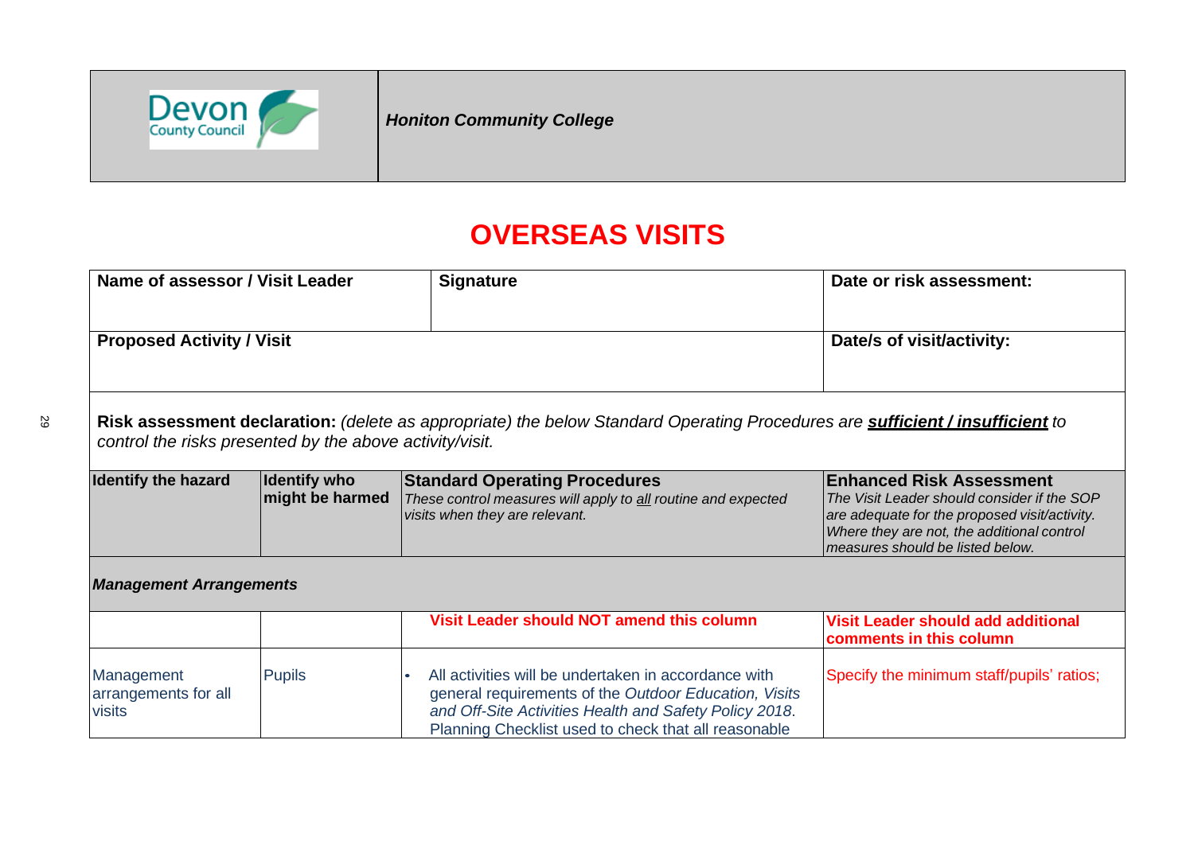| | Honiton Community College |
|---|---|

# OVERSEAS VISITS

| Name of assessor / Visit Leader | Signature | | Date or risk assessment: |
|---|---|---|---|
| **Proposed Activity / Visit** | | | **Date/s of visit/activity:** |
| **Risk assessment declaration:** *(delete as appropriate) the below Standard Operating Procedures are* ***sufficient / insufficient*** *to control the risks presented by the above activity/visit.* | | | |
| **Identify the hazard** | **Identify who might be harmed** | **Standard Operating Procedures**<br>*These control measures will apply to all routine and expected visits when they are relevant.* | **Enhanced Risk Assessment**<br>*The Visit Leader should consider if the SOP are adequate for the proposed visit/activity. Where they are not, the additional control measures should be listed below.* |
| ***Management Arrangements*** | | | |
| | | **Visit Leader should NOT amend this column** | **Visit Leader should add additional comments in this column** |
| Management arrangements for all visits | Pupils | • All activities will be undertaken in accordance with general requirements of the *Outdoor Education, Visits and Off-Site Activities Health and Safety Policy 2018*. Planning Checklist used to check that all reasonable | Specify the minimum staff/pupils' ratios; |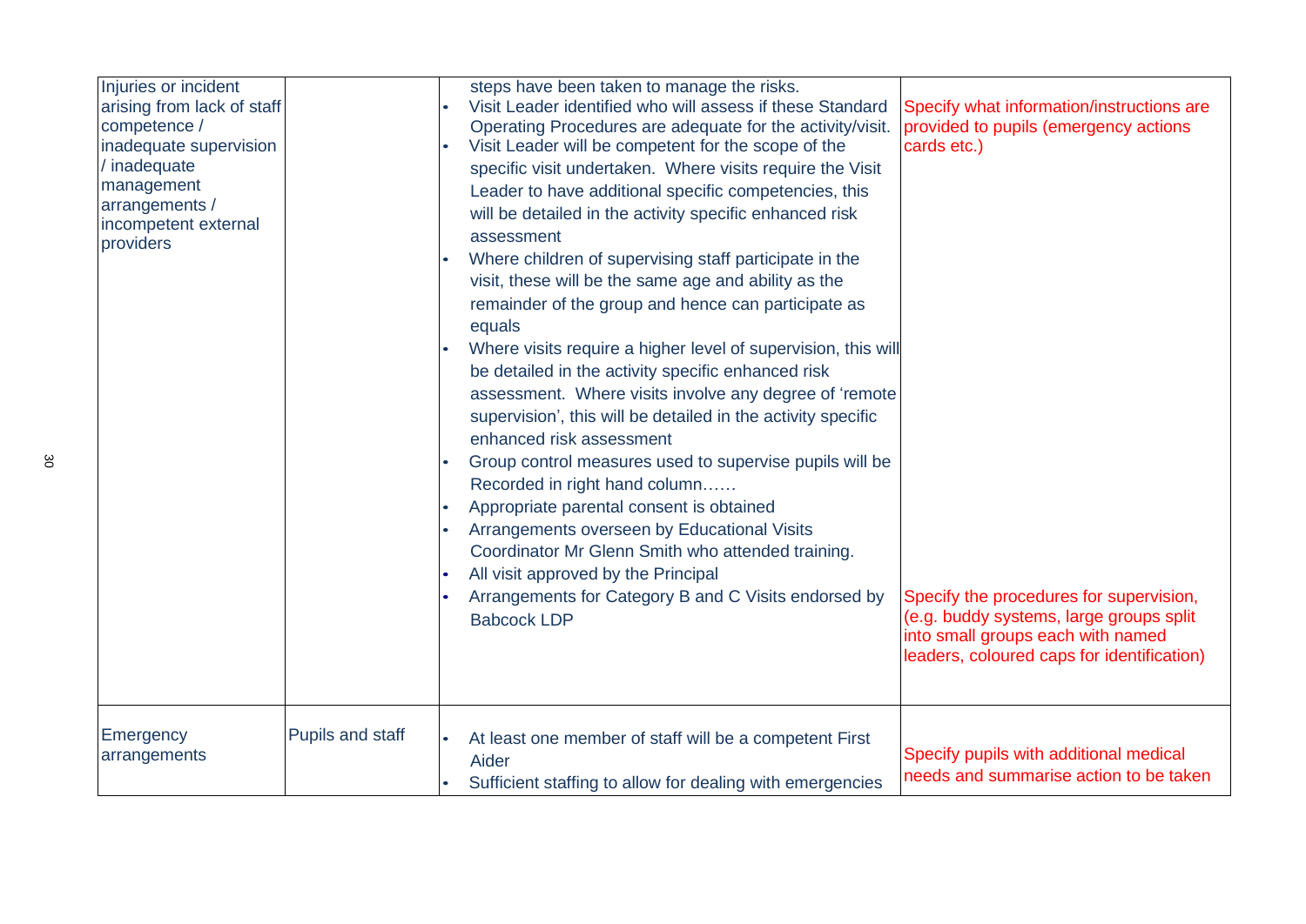| | | | |
|---|---|---|---|
| Injuries or incident arising from lack of staff competence / inadequate supervision / inadequate management arrangements / incompetent external providers | | steps have been taken to manage the risks.<br>• Visit Leader identified who will assess if these Standard Operating Procedures are adequate for the activity/visit.<br>• Visit Leader will be competent for the scope of the specific visit undertaken. Where visits require the Visit Leader to have additional specific competencies, this will be detailed in the activity specific enhanced risk assessment<br>• Where children of supervising staff participate in the visit, these will be the same age and ability as the remainder of the group and hence can participate as equals<br>• Where visits require a higher level of supervision, this will be detailed in the activity specific enhanced risk assessment. Where visits involve any degree of 'remote supervision', this will be detailed in the activity specific enhanced risk assessment<br>• Group control measures used to supervise pupils will be Recorded in right hand column……<br>• Appropriate parental consent is obtained<br>• Arrangements overseen by Educational Visits Coordinator Mr Glenn Smith who attended training.<br>• All visit approved by the Principal<br>• Arrangements for Category B and C Visits endorsed by Babcock LDP | Specify what information/instructions are provided to pupils (emergency actions cards etc.)<br><br>Specify the procedures for supervision, (e.g. buddy systems, large groups split into small groups each with named leaders, coloured caps for identification) |
| Emergency arrangements | Pupils and staff | • At least one member of staff will be a competent First Aider<br>• Sufficient staffing to allow for dealing with emergencies | Specify pupils with additional medical needs and summarise action to be taken |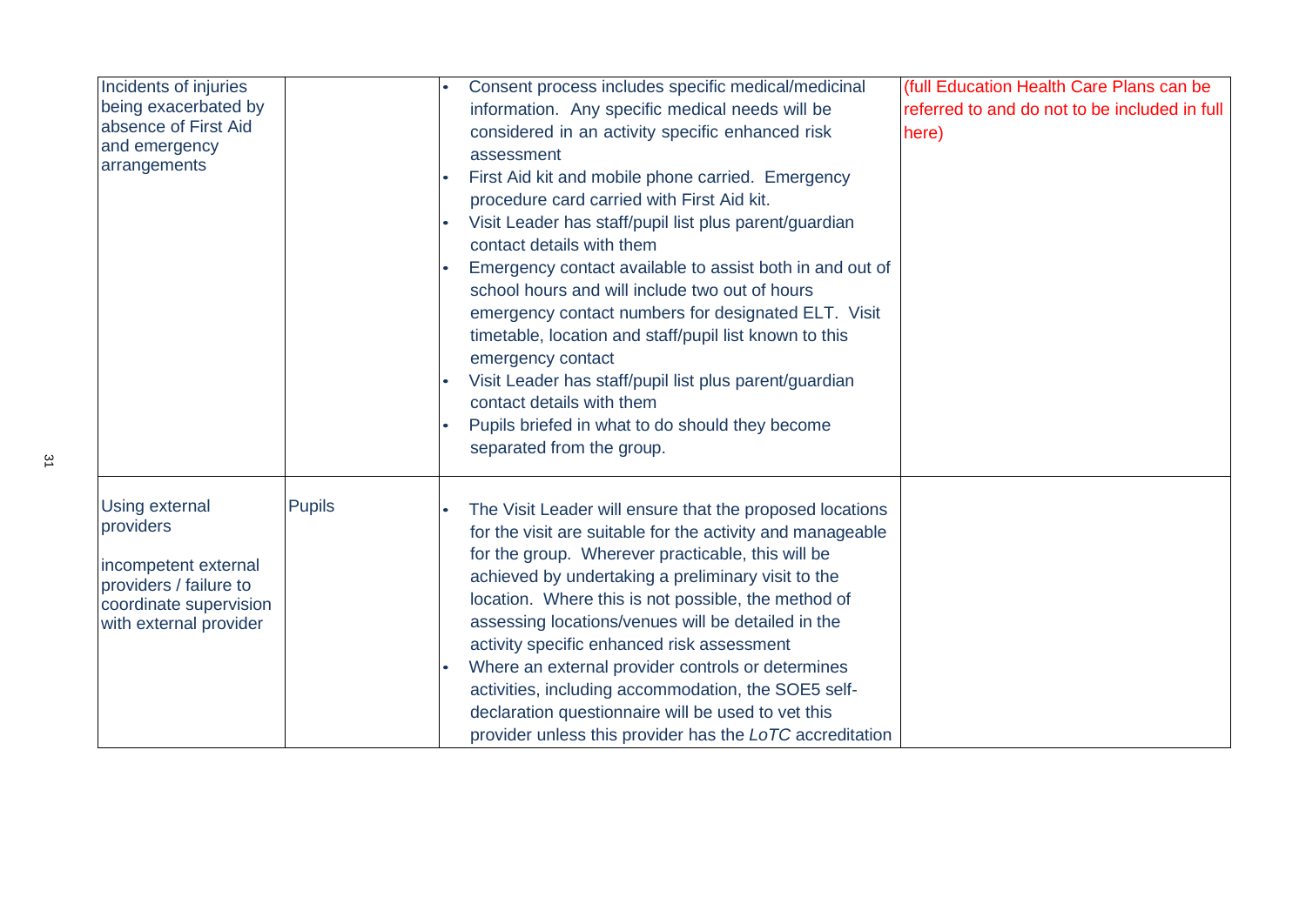| | | | |
|---|---|---|---|
| Incidents of injuries being exacerbated by absence of First Aid and emergency arrangements | | • Consent process includes specific medical/medicinal information. Any specific medical needs will be considered in an activity specific enhanced risk assessment<br>• First Aid kit and mobile phone carried. Emergency procedure card carried with First Aid kit.<br>• Visit Leader has staff/pupil list plus parent/guardian contact details with them<br>• Emergency contact available to assist both in and out of school hours and will include two out of hours emergency contact numbers for designated ELT. Visit timetable, location and staff/pupil list known to this emergency contact<br>• Visit Leader has staff/pupil list plus parent/guardian contact details with them<br>• Pupils briefed in what to do should they become separated from the group. | (full Education Health Care Plans can be referred to and do not to be included in full here) |
| Using external providers<br><br>incompetent external providers / failure to coordinate supervision with external provider | Pupils | • The Visit Leader will ensure that the proposed locations for the visit are suitable for the activity and manageable for the group. Wherever practicable, this will be achieved by undertaking a preliminary visit to the location. Where this is not possible, the method of assessing locations/venues will be detailed in the activity specific enhanced risk assessment<br>• Where an external provider controls or determines activities, including accommodation, the SOE5 self-declaration questionnaire will be used to vet this provider unless this provider has the *LoTC* accreditation | |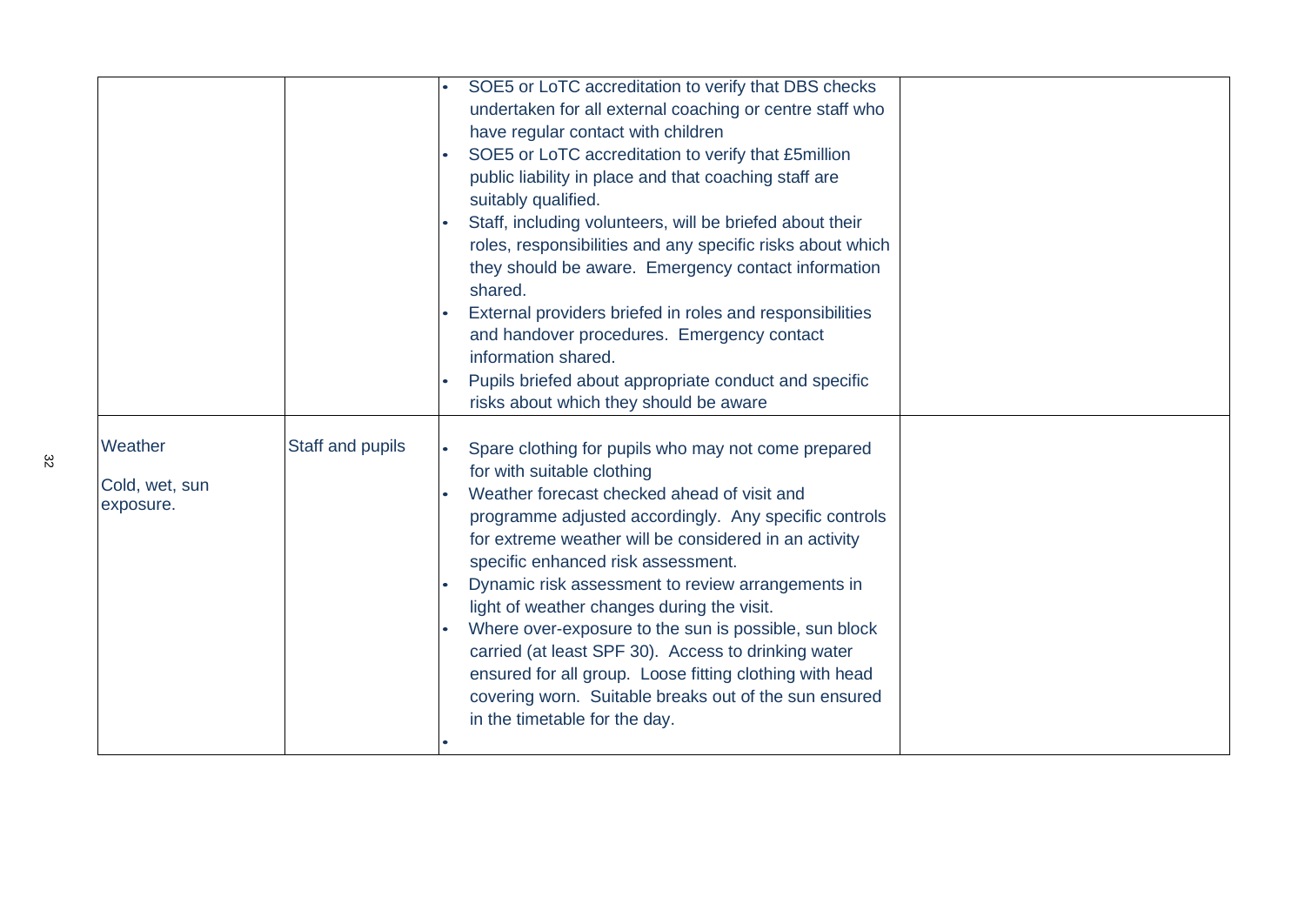| | | | |
|---|---|---|---|
| | | • SOE5 or LoTC accreditation to verify that DBS checks undertaken for all external coaching or centre staff who have regular contact with children<br>• SOE5 or LoTC accreditation to verify that £5million public liability in place and that coaching staff are suitably qualified.<br>• Staff, including volunteers, will be briefed about their roles, responsibilities and any specific risks about which they should be aware. Emergency contact information shared.<br>• External providers briefed in roles and responsibilities and handover procedures. Emergency contact information shared.<br>• Pupils briefed about appropriate conduct and specific risks about which they should be aware | |
| Weather<br><br>Cold, wet, sun exposure. | Staff and pupils | • Spare clothing for pupils who may not come prepared for with suitable clothing<br>• Weather forecast checked ahead of visit and programme adjusted accordingly. Any specific controls for extreme weather will be considered in an activity specific enhanced risk assessment.<br>• Dynamic risk assessment to review arrangements in light of weather changes during the visit.<br>• Where over-exposure to the sun is possible, sun block carried (at least SPF 30). Access to drinking water ensured for all group. Loose fitting clothing with head covering worn. Suitable breaks out of the sun ensured in the timetable for the day.<br>• | |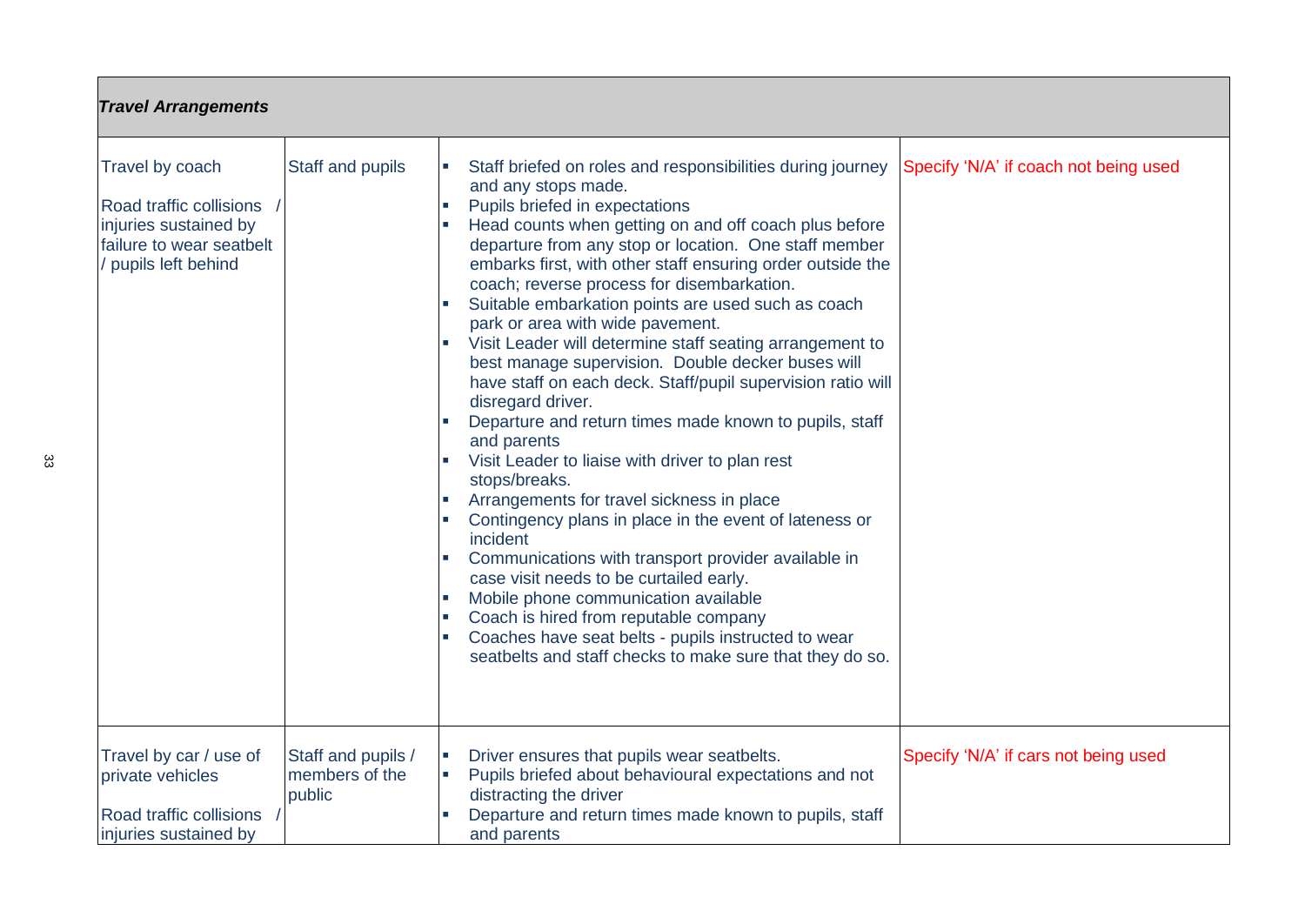| *Travel Arrangements* | | | |
|---|---|---|---|
| Travel by coach<br><br>Road traffic collisions / injuries sustained by failure to wear seatbelt / pupils left behind | Staff and pupils | ▪ Staff briefed on roles and responsibilities during journey and any stops made.<br>▪ Pupils briefed in expectations<br>▪ Head counts when getting on and off coach plus before departure from any stop or location. One staff member embarks first, with other staff ensuring order outside the coach; reverse process for disembarkation.<br>▪ Suitable embarkation points are used such as coach park or area with wide pavement.<br>▪ Visit Leader will determine staff seating arrangement to best manage supervision. Double decker buses will have staff on each deck. Staff/pupil supervision ratio will disregard driver.<br>▪ Departure and return times made known to pupils, staff and parents<br>▪ Visit Leader to liaise with driver to plan rest stops/breaks.<br>▪ Arrangements for travel sickness in place<br>▪ Contingency plans in place in the event of lateness or incident<br>▪ Communications with transport provider available in case visit needs to be curtailed early.<br>▪ Mobile phone communication available<br>▪ Coach is hired from reputable company<br>▪ Coaches have seat belts - pupils instructed to wear seatbelts and staff checks to make sure that they do so. | Specify 'N/A' if coach not being used |
| Travel by car / use of private vehicles<br><br>Road traffic collisions / injuries sustained by | Staff and pupils / members of the public | ▪ Driver ensures that pupils wear seatbelts.<br>▪ Pupils briefed about behavioural expectations and not distracting the driver<br>▪ Departure and return times made known to pupils, staff and parents | Specify 'N/A' if cars not being used |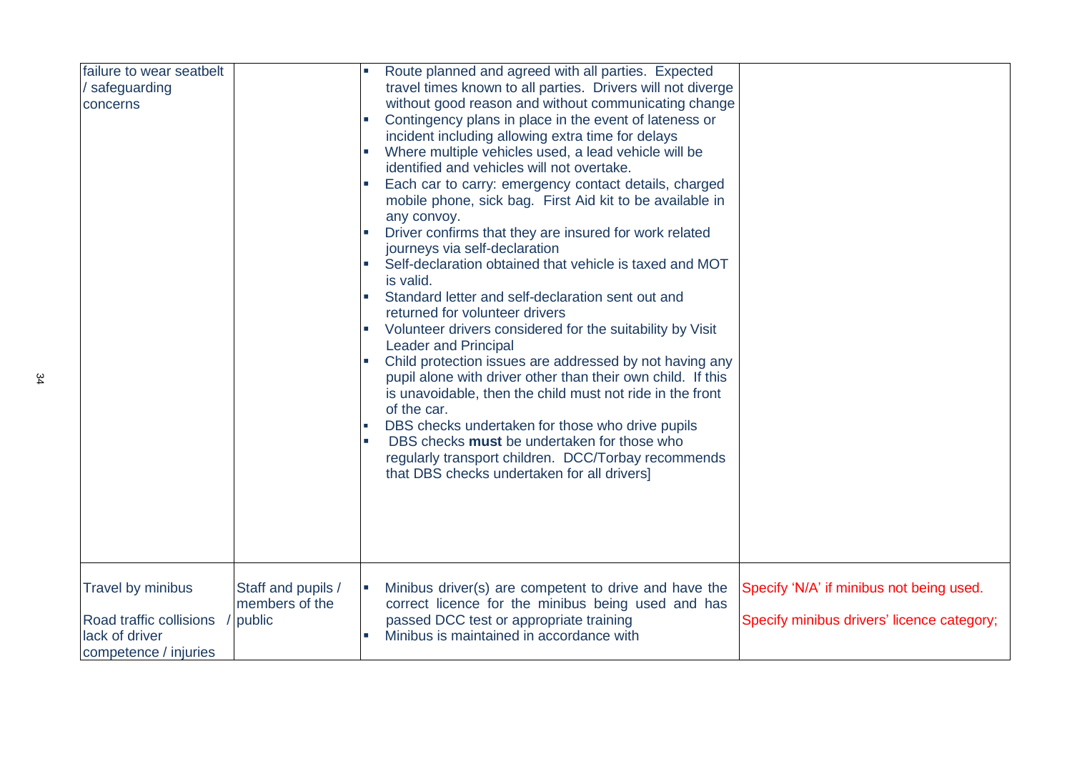| | | | |
|---|---|---|---|
| failure to wear seatbelt / safeguarding concerns | | ▪ Route planned and agreed with all parties. Expected travel times known to all parties. Drivers will not diverge without good reason and without communicating change<br>▪ Contingency plans in place in the event of lateness or incident including allowing extra time for delays<br>▪ Where multiple vehicles used, a lead vehicle will be identified and vehicles will not overtake.<br>▪ Each car to carry: emergency contact details, charged mobile phone, sick bag. First Aid kit to be available in any convoy.<br>▪ Driver confirms that they are insured for work related journeys via self-declaration<br>▪ Self-declaration obtained that vehicle is taxed and MOT is valid.<br>▪ Standard letter and self-declaration sent out and returned for volunteer drivers<br>▪ Volunteer drivers considered for the suitability by Visit Leader and Principal<br>▪ Child protection issues are addressed by not having any pupil alone with driver other than their own child. If this is unavoidable, then the child must not ride in the front of the car.<br>▪ DBS checks undertaken for those who drive pupils<br>▪ DBS checks **must** be undertaken for those who regularly transport children. DCC/Torbay recommends that DBS checks undertaken for all drivers] | |
| Travel by minibus<br><br>Road traffic collisions / lack of driver competence / injuries | Staff and pupils / members of the public | ▪ Minibus driver(s) are competent to drive and have the correct licence for the minibus being used and has passed DCC test or appropriate training<br>▪ Minibus is maintained in accordance with | Specify 'N/A' if minibus not being used.<br><br>Specify minibus drivers' licence category; |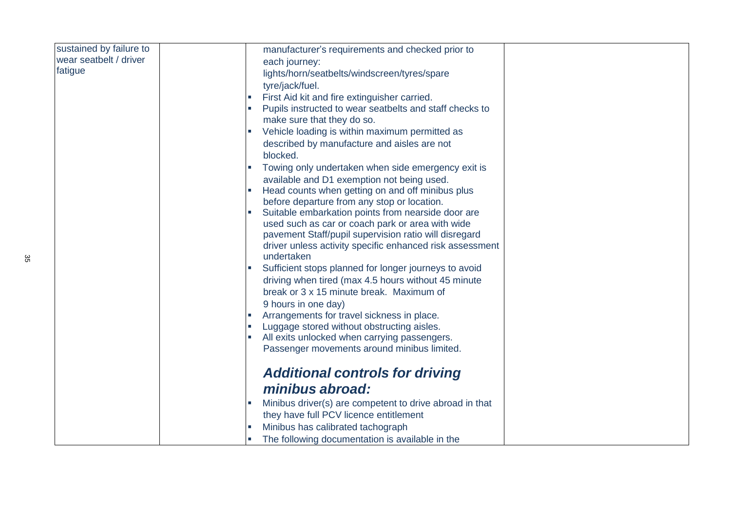| | | | |
|---|---|---|---|
| sustained by failure to wear seatbelt / driver fatigue | | manufacturer's requirements and checked prior to each journey: lights/horn/seatbelts/windscreen/tyres/spare tyre/jack/fuel.<br>▪ First Aid kit and fire extinguisher carried.<br>▪ Pupils instructed to wear seatbelts and staff checks to make sure that they do so.<br>▪ Vehicle loading is within maximum permitted as described by manufacture and aisles are not blocked.<br>▪ Towing only undertaken when side emergency exit is available and D1 exemption not being used.<br>▪ Head counts when getting on and off minibus plus before departure from any stop or location.<br>▪ Suitable embarkation points from nearside door are used such as car or coach park or area with wide pavement Staff/pupil supervision ratio will disregard driver unless activity specific enhanced risk assessment undertaken<br>▪ Sufficient stops planned for longer journeys to avoid driving when tired (max 4.5 hours without 45 minute break or 3 x 15 minute break. Maximum of 9 hours in one day)<br>▪ Arrangements for travel sickness in place.<br>▪ Luggage stored without obstructing aisles.<br>▪ All exits unlocked when carrying passengers. Passenger movements around minibus limited.<br><br>***Additional controls for driving minibus abroad:***<br>▪ Minibus driver(s) are competent to drive abroad in that they have full PCV licence entitlement<br>▪ Minibus has calibrated tachograph<br>▪ The following documentation is available in the | |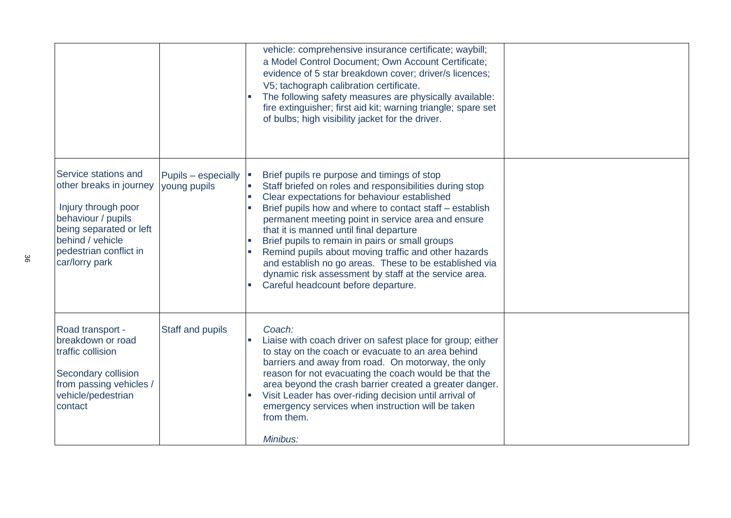| | | | |
|---|---|---|---|
| | | vehicle: comprehensive insurance certificate; waybill; a Model Control Document; Own Account Certificate; evidence of 5 star breakdown cover; driver/s licences; V5; tachograph calibration certificate.<br>▪ The following safety measures are physically available: fire extinguisher; first aid kit; warning triangle; spare set of bulbs; high visibility jacket for the driver. | |
| Service stations and other breaks in journey<br><br>Injury through poor behaviour / pupils being separated or left behind / vehicle pedestrian conflict in car/lorry park | Pupils – especially young pupils | ▪ Brief pupils re purpose and timings of stop<br>▪ Staff briefed on roles and responsibilities during stop<br>▪ Clear expectations for behaviour established<br>▪ Brief pupils how and where to contact staff – establish permanent meeting point in service area and ensure that it is manned until final departure<br>▪ Brief pupils to remain in pairs or small groups<br>▪ Remind pupils about moving traffic and other hazards and establish no go areas. These to be established via dynamic risk assessment by staff at the service area.<br>▪ Careful headcount before departure. | |
| Road transport - breakdown or road traffic collision<br><br>Secondary collision from passing vehicles / vehicle/pedestrian contact | Staff and pupils | *Coach:*<br>▪ Liaise with coach driver on safest place for group; either to stay on the coach or evacuate to an area behind barriers and away from road. On motorway, the only reason for not evacuating the coach would be that the area beyond the crash barrier created a greater danger.<br>▪ Visit Leader has over-riding decision until arrival of emergency services when instruction will be taken from them.<br><br>*Minibus:* | |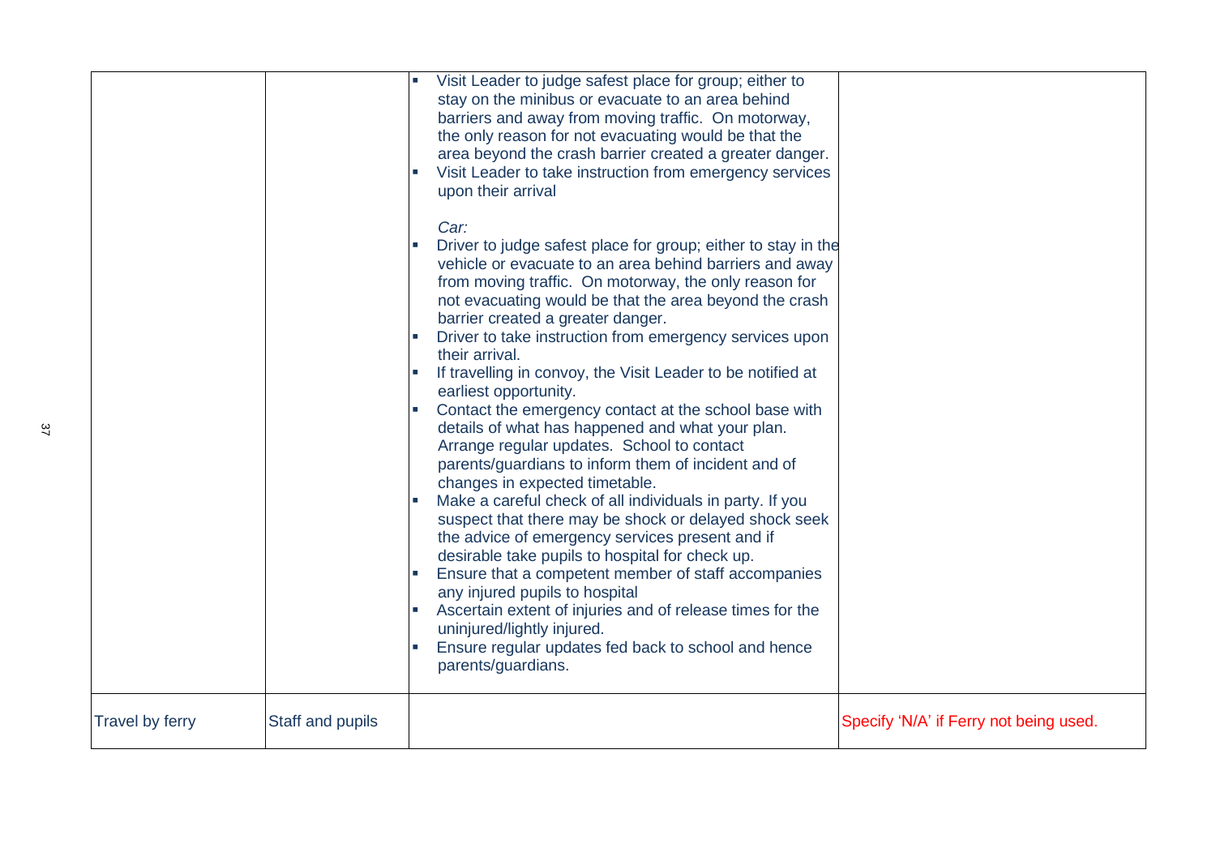| | | | |
|---|---|---|---|
| | | ▪ Visit Leader to judge safest place for group; either to stay on the minibus or evacuate to an area behind barriers and away from moving traffic. On motorway, the only reason for not evacuating would be that the area beyond the crash barrier created a greater danger.<br>▪ Visit Leader to take instruction from emergency services upon their arrival<br><br>*Car:*<br>▪ Driver to judge safest place for group; either to stay in the vehicle or evacuate to an area behind barriers and away from moving traffic. On motorway, the only reason for not evacuating would be that the area beyond the crash barrier created a greater danger.<br>▪ Driver to take instruction from emergency services upon their arrival.<br>▪ If travelling in convoy, the Visit Leader to be notified at earliest opportunity.<br>▪ Contact the emergency contact at the school base with details of what has happened and what your plan. Arrange regular updates. School to contact parents/guardians to inform them of incident and of changes in expected timetable.<br>▪ Make a careful check of all individuals in party. If you suspect that there may be shock or delayed shock seek the advice of emergency services present and if desirable take pupils to hospital for check up.<br>▪ Ensure that a competent member of staff accompanies any injured pupils to hospital<br>▪ Ascertain extent of injuries and of release times for the uninjured/lightly injured.<br>▪ Ensure regular updates fed back to school and hence parents/guardians. | |
| Travel by ferry | Staff and pupils | | Specify 'N/A' if Ferry not being used. |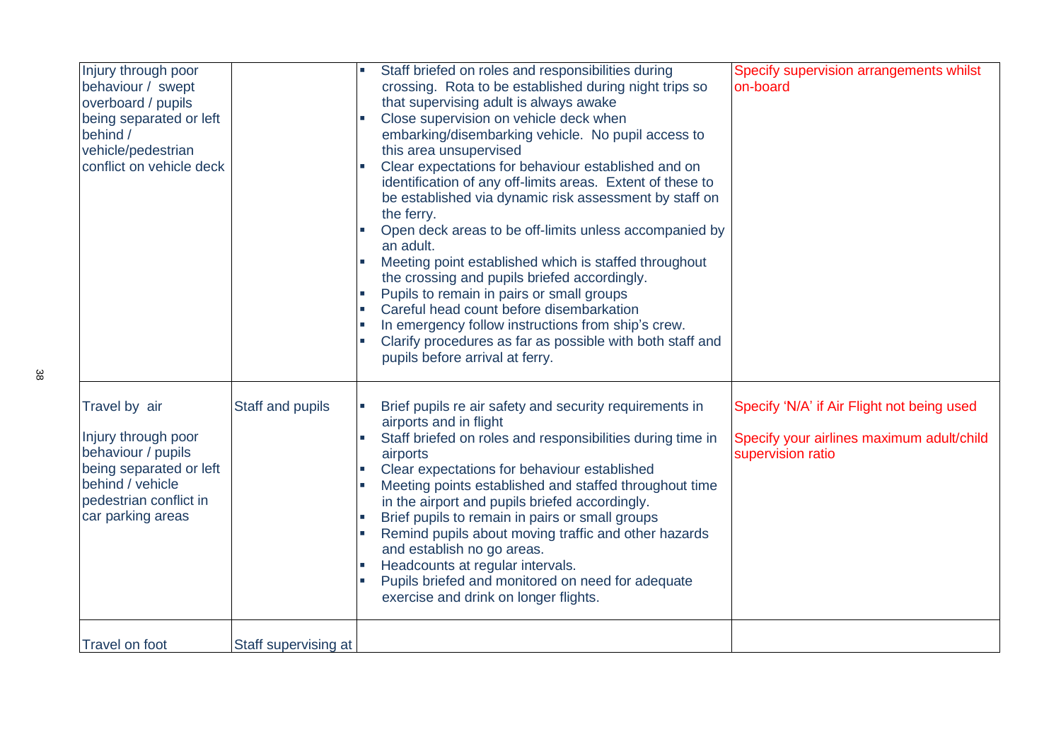| | | | |
|---|---|---|---|
| Injury through poor behaviour / swept overboard / pupils being separated or left behind / vehicle/pedestrian conflict on vehicle deck | | ▪ Staff briefed on roles and responsibilities during crossing. Rota to be established during night trips so that supervising adult is always awake<br>▪ Close supervision on vehicle deck when embarking/disembarking vehicle. No pupil access to this area unsupervised<br>▪ Clear expectations for behaviour established and on identification of any off-limits areas. Extent of these to be established via dynamic risk assessment by staff on the ferry.<br>▪ Open deck areas to be off-limits unless accompanied by an adult.<br>▪ Meeting point established which is staffed throughout the crossing and pupils briefed accordingly.<br>▪ Pupils to remain in pairs or small groups<br>▪ Careful head count before disembarkation<br>▪ In emergency follow instructions from ship's crew.<br>▪ Clarify procedures as far as possible with both staff and pupils before arrival at ferry. | Specify supervision arrangements whilst on-board |
| Travel by air<br><br>Injury through poor behaviour / pupils being separated or left behind / vehicle pedestrian conflict in car parking areas | Staff and pupils | ▪ Brief pupils re air safety and security requirements in airports and in flight<br>▪ Staff briefed on roles and responsibilities during time in airports<br>▪ Clear expectations for behaviour established<br>▪ Meeting points established and staffed throughout time in the airport and pupils briefed accordingly.<br>▪ Brief pupils to remain in pairs or small groups<br>▪ Remind pupils about moving traffic and other hazards and establish no go areas.<br>▪ Headcounts at regular intervals.<br>▪ Pupils briefed and monitored on need for adequate exercise and drink on longer flights. | Specify 'N/A' if Air Flight not being used<br><br>Specify your airlines maximum adult/child supervision ratio |
| Travel on foot | Staff supervising at | | |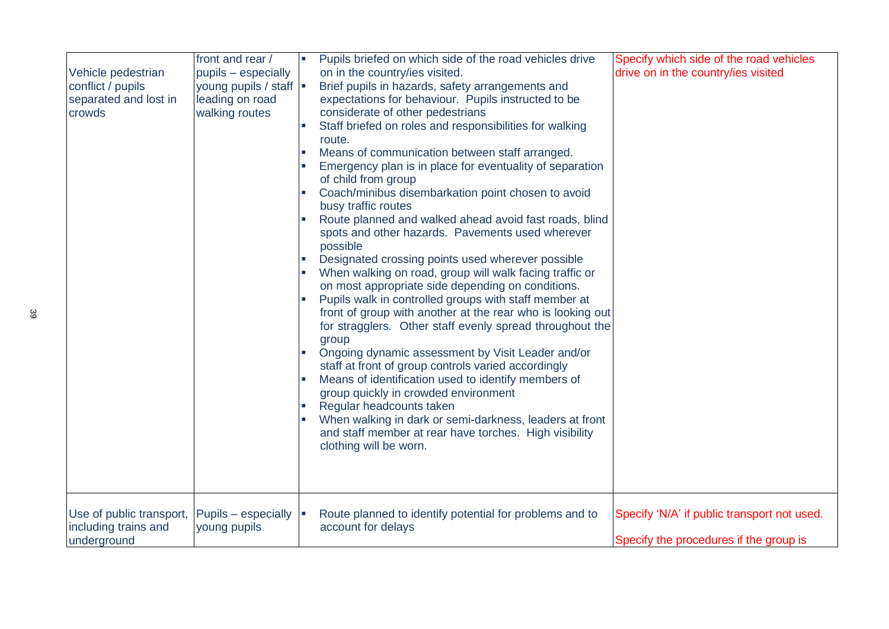| | | | |
|---|---|---|---|
| Vehicle pedestrian conflict / pupils separated and lost in crowds | front and rear / pupils – especially young pupils / staff leading on road walking routes | ▪ Pupils briefed on which side of the road vehicles drive on in the country/ies visited.<br>▪ Brief pupils in hazards, safety arrangements and expectations for behaviour. Pupils instructed to be considerate of other pedestrians<br>▪ Staff briefed on roles and responsibilities for walking route.<br>▪ Means of communication between staff arranged.<br>▪ Emergency plan is in place for eventuality of separation of child from group<br>▪ Coach/minibus disembarkation point chosen to avoid busy traffic routes<br>▪ Route planned and walked ahead avoid fast roads, blind spots and other hazards. Pavements used wherever possible<br>▪ Designated crossing points used wherever possible<br>▪ When walking on road, group will walk facing traffic or on most appropriate side depending on conditions.<br>▪ Pupils walk in controlled groups with staff member at front of group with another at the rear who is looking out for stragglers. Other staff evenly spread throughout the group<br>▪ Ongoing dynamic assessment by Visit Leader and/or staff at front of group controls varied accordingly<br>▪ Means of identification used to identify members of group quickly in crowded environment<br>▪ Regular headcounts taken<br>▪ When walking in dark or semi-darkness, leaders at front and staff member at rear have torches. High visibility clothing will be worn. | Specify which side of the road vehicles drive on in the country/ies visited |
| Use of public transport, including trains and underground | Pupils – especially young pupils | ▪ Route planned to identify potential for problems and to account for delays | Specify 'N/A' if public transport not used.<br><br>Specify the procedures if the group is |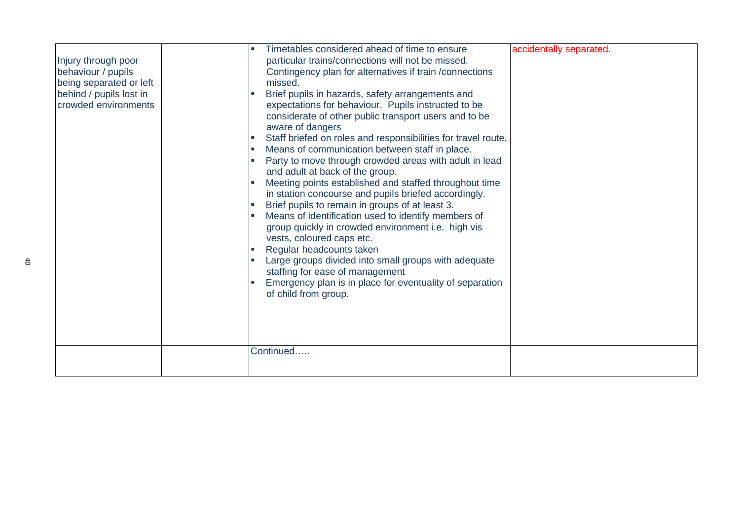| | | | |
|---|---|---|---|
| Injury through poor behaviour / pupils being separated or left behind / pupils lost in crowded environments | | ▪ Timetables considered ahead of time to ensure particular trains/connections will not be missed. Contingency plan for alternatives if train /connections missed.<br>▪ Brief pupils in hazards, safety arrangements and expectations for behaviour. Pupils instructed to be considerate of other public transport users and to be aware of dangers<br>▪ Staff briefed on roles and responsibilities for travel route.<br>▪ Means of communication between staff in place.<br>▪ Party to move through crowded areas with adult in lead and adult at back of the group.<br>▪ Meeting points established and staffed throughout time in station concourse and pupils briefed accordingly.<br>▪ Brief pupils to remain in groups of at least 3.<br>▪ Means of identification used to identify members of group quickly in crowded environment i.e. high vis vests, coloured caps etc.<br>▪ Regular headcounts taken<br>▪ Large groups divided into small groups with adequate staffing for ease of management<br>▪ Emergency plan is in place for eventuality of separation of child from group. | accidentally separated. |
| | | Continued….. | |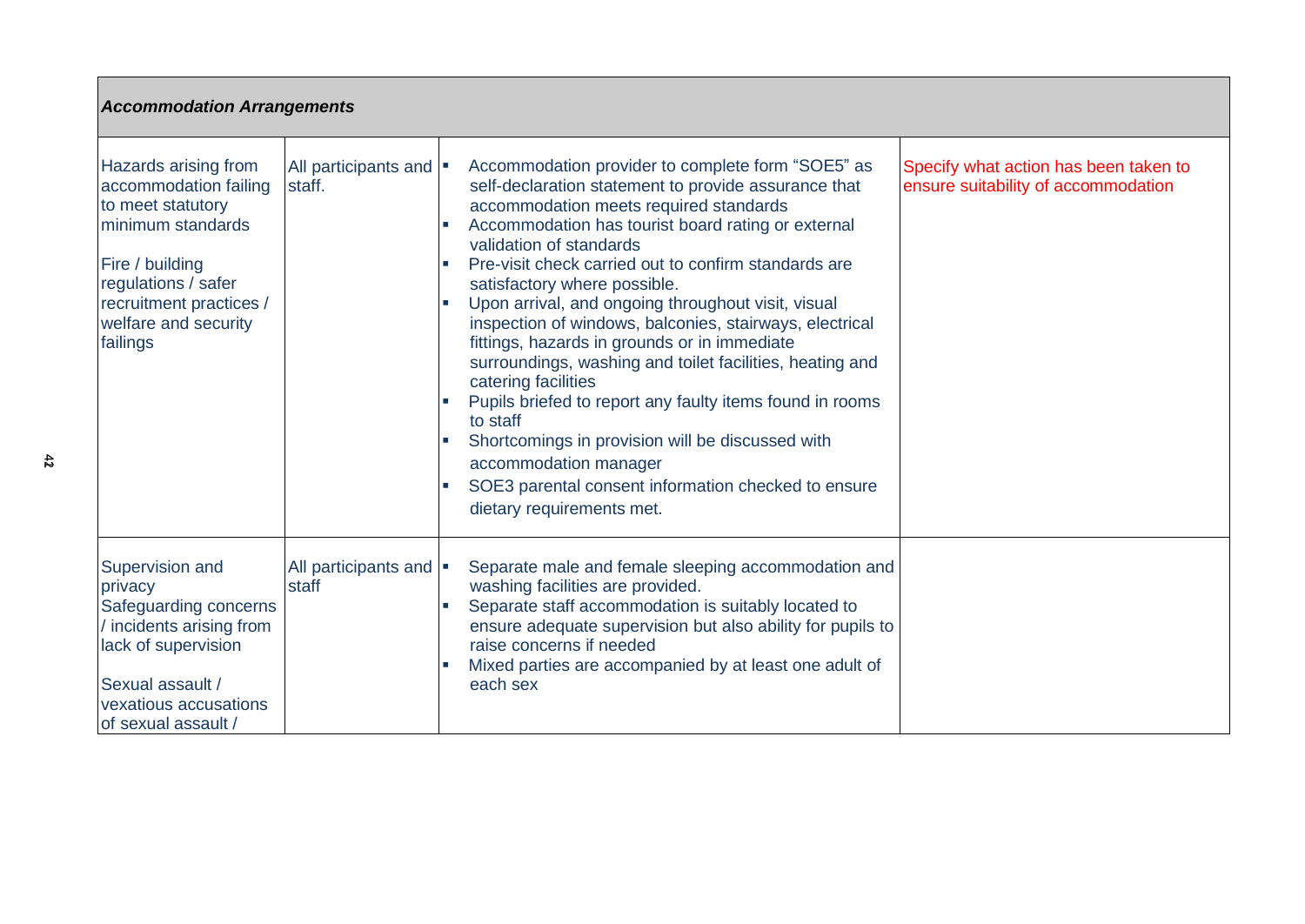| *Accommodation Arrangements* | | | |
|---|---|---|---|
| Hazards arising from accommodation failing to meet statutory minimum standards<br><br>Fire / building regulations / safer recruitment practices / welfare and security failings | All participants and staff. | ▪ Accommodation provider to complete form "SOE5" as self-declaration statement to provide assurance that accommodation meets required standards<br>▪ Accommodation has tourist board rating or external validation of standards<br>▪ Pre-visit check carried out to confirm standards are satisfactory where possible.<br>▪ Upon arrival, and ongoing throughout visit, visual inspection of windows, balconies, stairways, electrical fittings, hazards in grounds or in immediate surroundings, washing and toilet facilities, heating and catering facilities<br>▪ Pupils briefed to report any faulty items found in rooms to staff<br>▪ Shortcomings in provision will be discussed with accommodation manager<br>▪ SOE3 parental consent information checked to ensure dietary requirements met. | Specify what action has been taken to ensure suitability of accommodation |
| Supervision and privacy<br>Safeguarding concerns / incidents arising from lack of supervision<br><br>Sexual assault / vexatious accusations of sexual assault / | All participants and staff | ▪ Separate male and female sleeping accommodation and washing facilities are provided.<br>▪ Separate staff accommodation is suitably located to ensure adequate supervision but also ability for pupils to raise concerns if needed<br>▪ Mixed parties are accompanied by at least one adult of each sex | |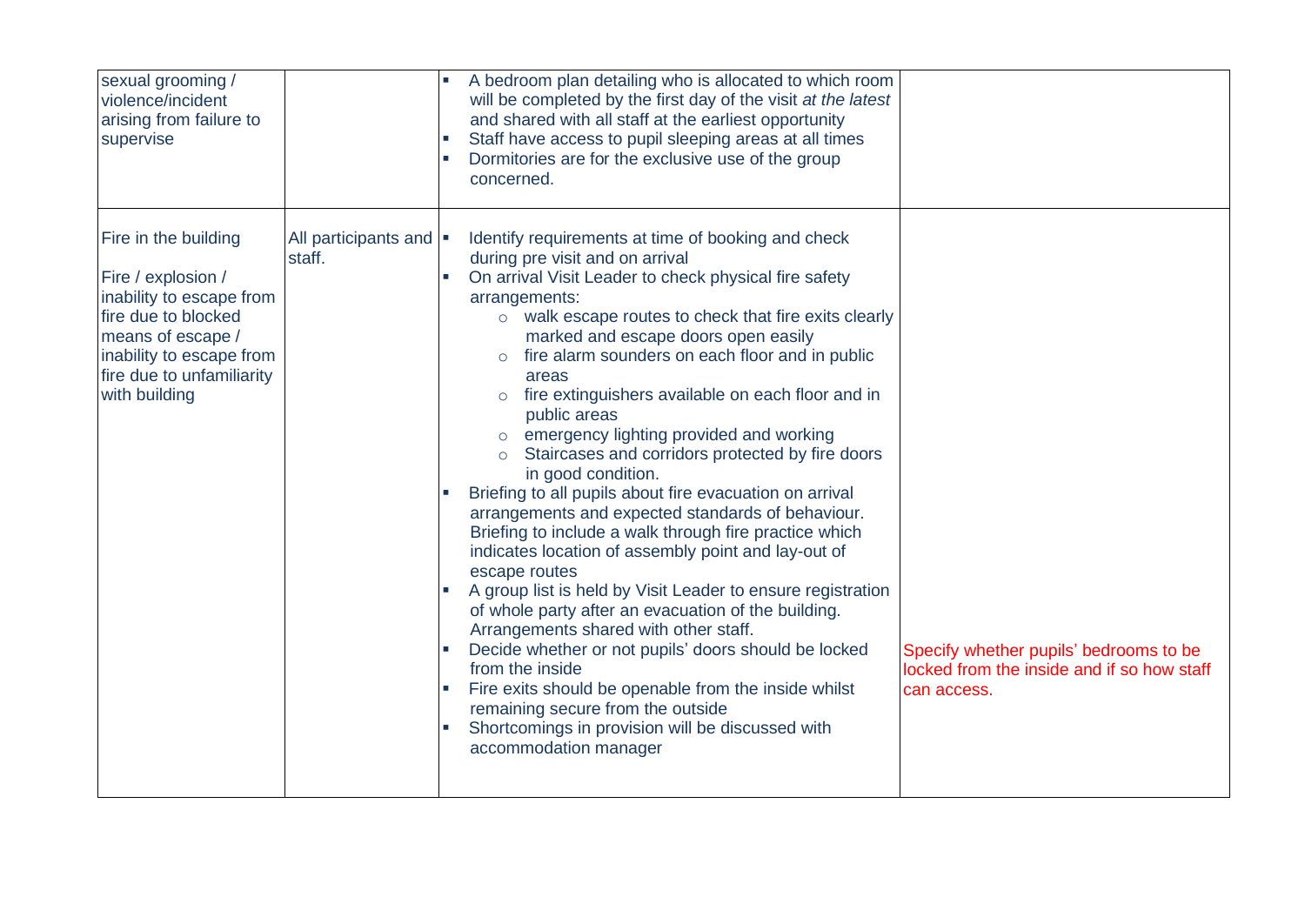| | | | |
|---|---|---|---|
| sexual grooming / violence/incident arising from failure to supervise | | ▪ A bedroom plan detailing who is allocated to which room will be completed by the first day of the visit *at the latest* and shared with all staff at the earliest opportunity<br>▪ Staff have access to pupil sleeping areas at all times<br>▪ Dormitories are for the exclusive use of the group concerned. | |
| Fire in the building<br><br>Fire / explosion / inability to escape from fire due to blocked means of escape / inability to escape from fire due to unfamiliarity with building | All participants and staff. | ▪ Identify requirements at time of booking and check during pre visit and on arrival<br>▪ On arrival Visit Leader to check physical fire safety arrangements:<br>&nbsp;&nbsp;&nbsp;&nbsp;○ walk escape routes to check that fire exits clearly marked and escape doors open easily<br>&nbsp;&nbsp;&nbsp;&nbsp;○ fire alarm sounders on each floor and in public areas<br>&nbsp;&nbsp;&nbsp;&nbsp;○ fire extinguishers available on each floor and in public areas<br>&nbsp;&nbsp;&nbsp;&nbsp;○ emergency lighting provided and working<br>&nbsp;&nbsp;&nbsp;&nbsp;○ Staircases and corridors protected by fire doors in good condition.<br>▪ Briefing to all pupils about fire evacuation on arrival arrangements and expected standards of behaviour. Briefing to include a walk through fire practice which indicates location of assembly point and lay-out of escape routes<br>▪ A group list is held by Visit Leader to ensure registration of whole party after an evacuation of the building. Arrangements shared with other staff.<br>▪ Decide whether or not pupils' doors should be locked from the inside<br>▪ Fire exits should be openable from the inside whilst remaining secure from the outside<br>▪ Shortcomings in provision will be discussed with accommodation manager | Specify whether pupils' bedrooms to be locked from the inside and if so how staff can access. |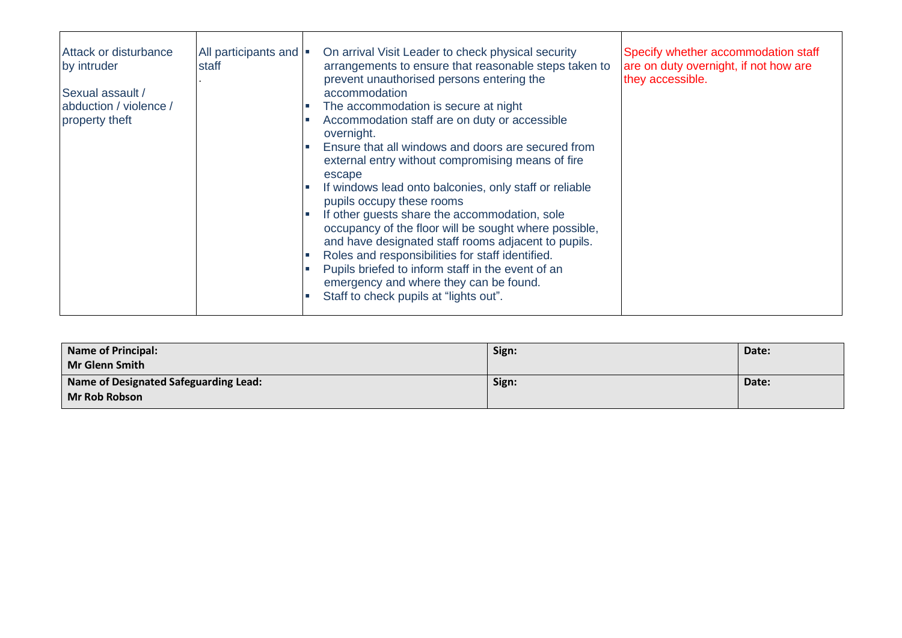| | | | |
|---|---|---|---|
| Attack or disturbance by intruder<br><br>Sexual assault / abduction / violence / property theft | All participants and staff<br>. | ▪ On arrival Visit Leader to check physical security arrangements to ensure that reasonable steps taken to prevent unauthorised persons entering the accommodation<br>▪ The accommodation is secure at night<br>▪ Accommodation staff are on duty or accessible overnight.<br>▪ Ensure that all windows and doors are secured from external entry without compromising means of fire escape<br>▪ If windows lead onto balconies, only staff or reliable pupils occupy these rooms<br>▪ If other guests share the accommodation, sole occupancy of the floor will be sought where possible, and have designated staff rooms adjacent to pupils.<br>▪ Roles and responsibilities for staff identified.<br>▪ Pupils briefed to inform staff in the event of an emergency and where they can be found.<br>▪ Staff to check pupils at "lights out". | Specify whether accommodation staff are on duty overnight, if not how are they accessible. |

| | | |
|---|---|---|
| **Name of Principal:**<br>**Mr Glenn Smith** | **Sign:** | **Date:** |
| **Name of Designated Safeguarding Lead:**<br>**Mr Rob Robson** | **Sign:** | **Date:** |